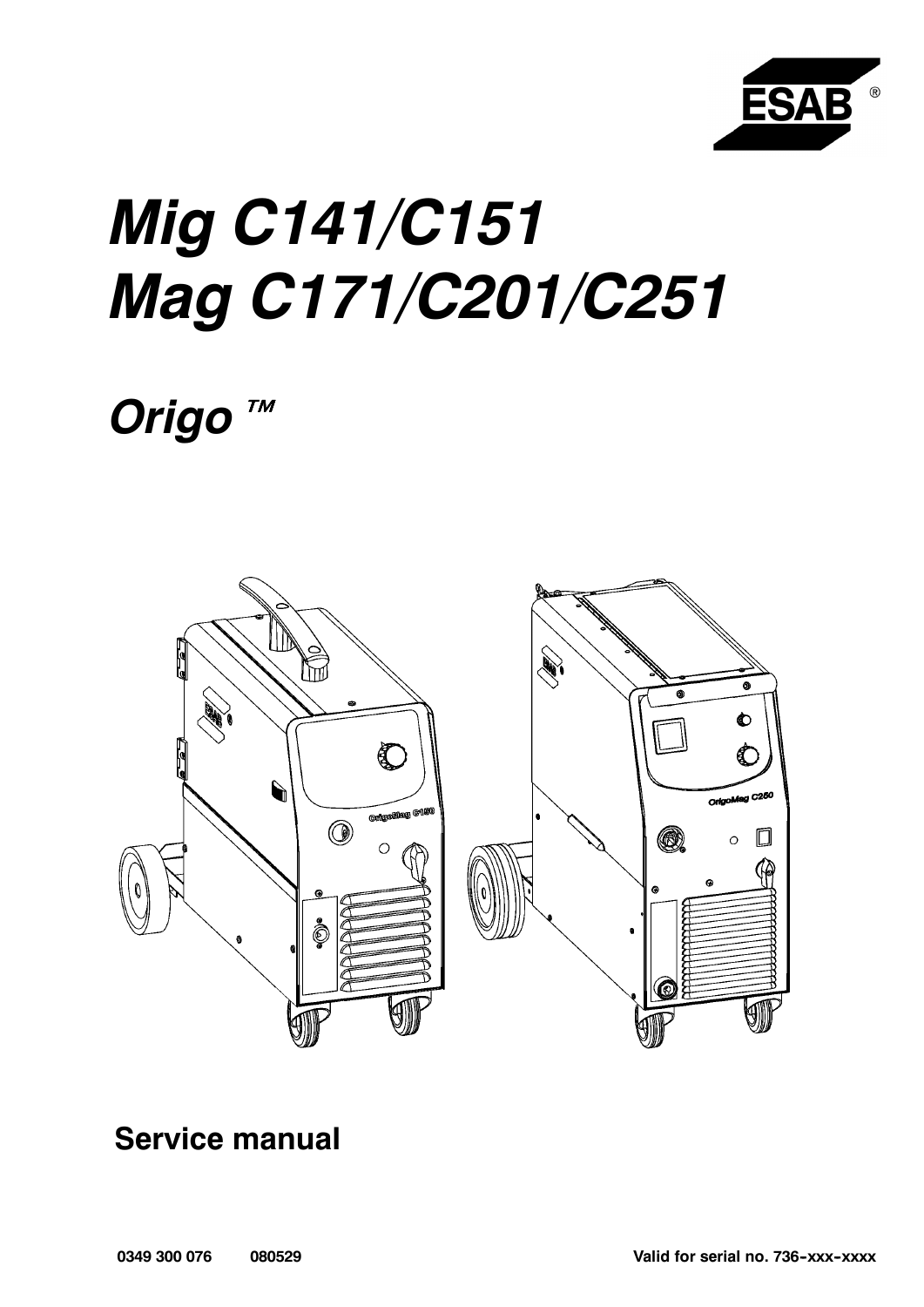# Mig C141/C151
# Mag C171/C201/C251

## Origo ™

**Service manual**

**0349 300 076 080529**

**Valid for serial no. 736-xxx-xxxx**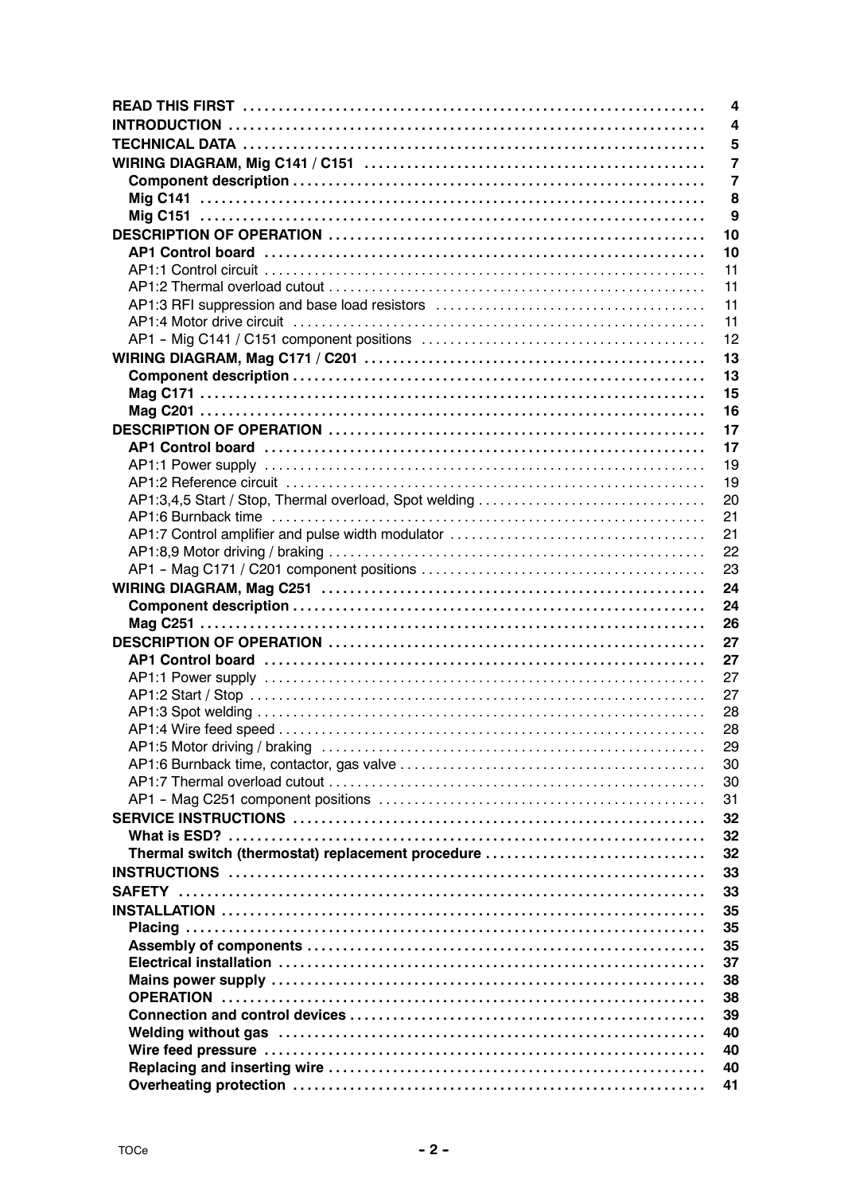| | |
|---|---|
| **READ THIS FIRST** | **4** |
| **INTRODUCTION** | **4** |
| **TECHNICAL DATA** | **5** |
| **WIRING DIAGRAM, Mig C141 / C151** | **7** |
| **Component description** | **7** |
| **Mig C141** | **8** |
| **Mig C151** | **9** |
| **DESCRIPTION OF OPERATION** | **10** |
| **AP1 Control board** | **10** |
| AP1:1 Control circuit | 11 |
| AP1:2 Thermal overload cutout | 11 |
| AP1:3 RFI suppression and base load resistors | 11 |
| AP1:4 Motor drive circuit | 11 |
| AP1 – Mig C141 / C151 component positions | 12 |
| **WIRING DIAGRAM, Mag C171 / C201** | **13** |
| **Component description** | **13** |
| **Mag C171** | **15** |
| **Mag C201** | **16** |
| **DESCRIPTION OF OPERATION** | **17** |
| **AP1 Control board** | **17** |
| AP1:1 Power supply | 19 |
| AP1:2 Reference circuit | 19 |
| AP1:3,4,5 Start / Stop, Thermal overload, Spot welding | 20 |
| AP1:6 Burnback time | 21 |
| AP1:7 Control amplifier and pulse width modulator | 21 |
| AP1:8,9 Motor driving / braking | 22 |
| AP1 – Mag C171 / C201 component positions | 23 |
| **WIRING DIAGRAM, Mag C251** | **24** |
| **Component description** | **24** |
| **Mag C251** | **26** |
| **DESCRIPTION OF OPERATION** | **27** |
| **AP1 Control board** | **27** |
| AP1:1 Power supply | 27 |
| AP1:2 Start / Stop | 27 |
| AP1:3 Spot welding | 28 |
| AP1:4 Wire feed speed | 28 |
| AP1:5 Motor driving / braking | 29 |
| AP1:6 Burnback time, contactor, gas valve | 30 |
| AP1:7 Thermal overload cutout | 30 |
| AP1 – Mag C251 component positions | 31 |
| **SERVICE INSTRUCTIONS** | **32** |
| **What is ESD?** | **32** |
| **Thermal switch (thermostat) replacement procedure** | **32** |
| **INSTRUCTIONS** | **33** |
| **SAFETY** | **33** |
| **INSTALLATION** | **35** |
| **Placing** | **35** |
| **Assembly of components** | **35** |
| **Electrical installation** | **37** |
| **Mains power supply** | **38** |
| **OPERATION** | **38** |
| **Connection and control devices** | **39** |
| **Welding without gas** | **40** |
| **Wire feed pressure** | **40** |
| **Replacing and inserting wire** | **40** |
| **Overheating protection** | **41** |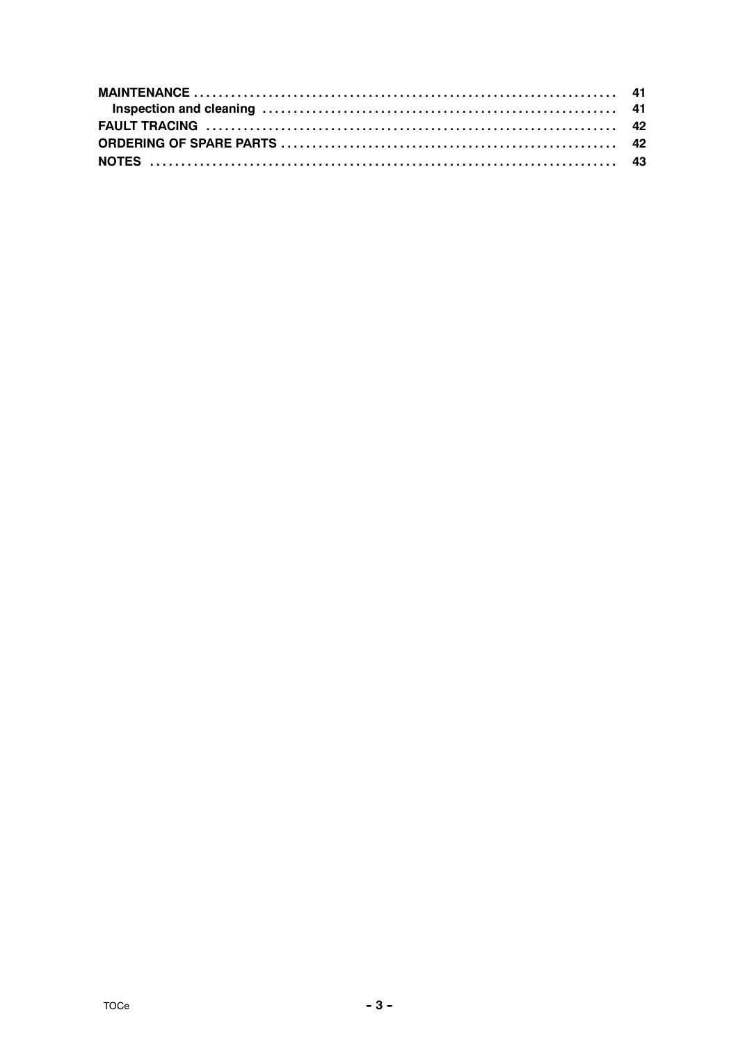**MAINTENANCE** . . . . . . . . . . . . . . . . . . . . . . . . . . . . . . . . . . . . . . . . . . . . . . . . . . . . . . . . . . . . . . . . . . 41

**Inspection and cleaning** . . . . . . . . . . . . . . . . . . . . . . . . . . . . . . . . . . . . . . . . . . . . . . . . . . . . . . . . 41

**FAULT TRACING** . . . . . . . . . . . . . . . . . . . . . . . . . . . . . . . . . . . . . . . . . . . . . . . . . . . . . . . . . . . . . . . 42

**ORDERING OF SPARE PARTS** . . . . . . . . . . . . . . . . . . . . . . . . . . . . . . . . . . . . . . . . . . . . . . . . . . . . 42

**NOTES** . . . . . . . . . . . . . . . . . . . . . . . . . . . . . . . . . . . . . . . . . . . . . . . . . . . . . . . . . . . . . . . . . . . . . . . 43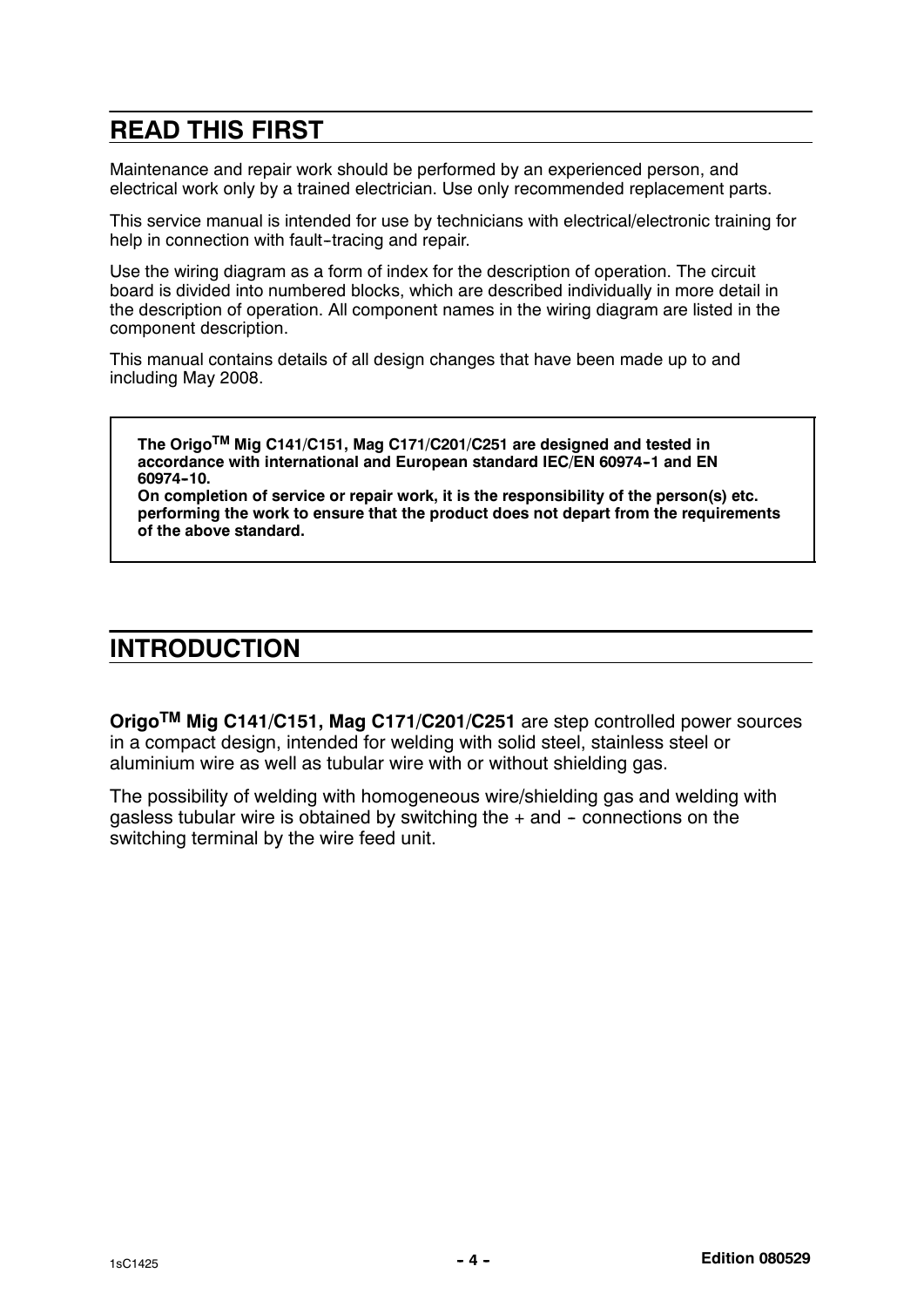## READ THIS FIRST

Maintenance and repair work should be performed by an experienced person, and electrical work only by a trained electrician. Use only recommended replacement parts.

This service manual is intended for use by technicians with electrical/electronic training for help in connection with fault-tracing and repair.

Use the wiring diagram as a form of index for the description of operation. The circuit board is divided into numbered blocks, which are described individually in more detail in the description of operation. All component names in the wiring diagram are listed in the component description.

This manual contains details of all design changes that have been made up to and including May 2008.

> **The Origo™ Mig C141/C151, Mag C171/C201/C251 are designed and tested in accordance with international and European standard IEC/EN 60974-1 and EN 60974-10.**
> **On completion of service or repair work, it is the responsibility of the person(s) etc. performing the work to ensure that the product does not depart from the requirements of the above standard.**

## INTRODUCTION

**Origo™ Mig C141/C151, Mag C171/C201/C251** are step controlled power sources in a compact design, intended for welding with solid steel, stainless steel or aluminium wire as well as tubular wire with or without shielding gas.

The possibility of welding with homogeneous wire/shielding gas and welding with gasless tubular wire is obtained by switching the + and - connections on the switching terminal by the wire feed unit.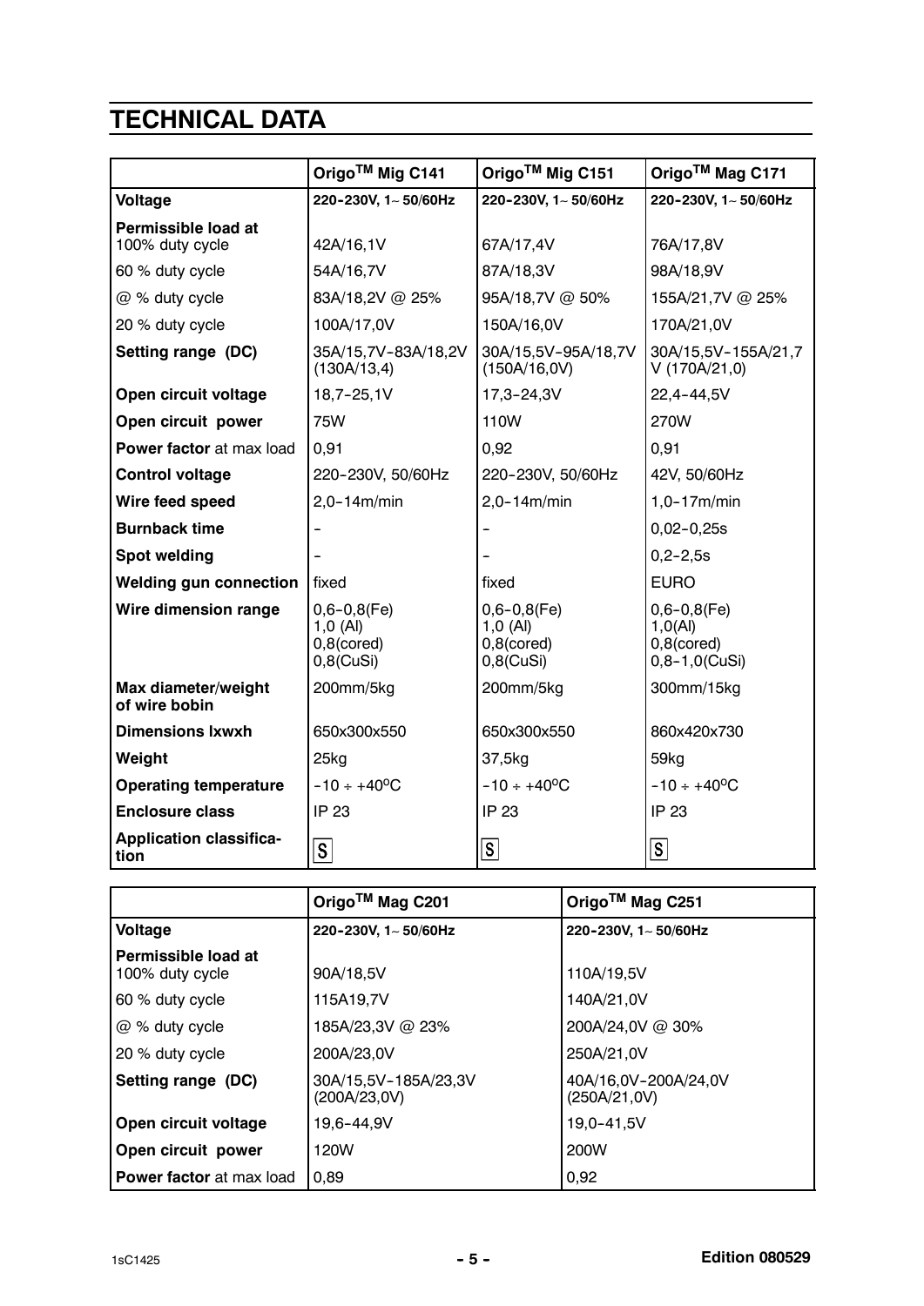# TECHNICAL DATA

| | Origo$^{TM}$ Mig C141 | Origo$^{TM}$ Mig C151 | Origo$^{TM}$ Mag C171 |
|---|---|---|---|
| **Voltage** | **220-230V, 1~ 50/60Hz** | **220-230V, 1~ 50/60Hz** | **220-230V, 1~ 50/60Hz** |
| **Permissible load at** 100% duty cycle | 42A/16,1V | 67A/17,4V | 76A/17,8V |
| 60 % duty cycle | 54A/16,7V | 87A/18,3V | 98A/18,9V |
| @ % duty cycle | 83A/18,2V @ 25% | 95A/18,7V @ 50% | 155A/21,7V @ 25% |
| 20 % duty cycle | 100A/17,0V | 150A/16,0V | 170A/21,0V |
| **Setting range (DC)** | 35A/15,7V-83A/18,2V (130A/13,4) | 30A/15,5V-95A/18,7V (150A/16,0V) | 30A/15,5V-155A/21,7V (170A/21,0) |
| **Open circuit voltage** | 18,7-25,1V | 17,3-24,3V | 22,4-44,5V |
| **Open circuit power** | 75W | 110W | 270W |
| **Power factor** at max load | 0,91 | 0,92 | 0,91 |
| **Control voltage** | 220-230V, 50/60Hz | 220-230V, 50/60Hz | 42V, 50/60Hz |
| **Wire feed speed** | 2,0-14m/min | 2,0-14m/min | 1,0-17m/min |
| **Burnback time** | - | - | 0,02-0,25s |
| **Spot welding** | - | - | 0,2-2,5s |
| **Welding gun connection** | fixed | fixed | EURO |
| **Wire dimension range** | 0,6-0,8(Fe) 1,0 (Al) 0,8(cored) 0,8(CuSi) | 0,6-0,8(Fe) 1,0 (Al) 0,8(cored) 0,8(CuSi) | 0,6-0,8(Fe) 1,0(Al) 0,8(cored) 0,8-1,0(CuSi) |
| **Max diameter/weight of wire bobin** | 200mm/5kg | 200mm/5kg | 300mm/15kg |
| **Dimensions lxwxh** | 650x300x550 | 650x300x550 | 860x420x730 |
| **Weight** | 25kg | 37,5kg | 59kg |
| **Operating temperature** | -10 ÷ +40°C | -10 ÷ +40°C | -10 ÷ +40°C |
| **Enclosure class** | IP 23 | IP 23 | IP 23 |
| **Application classification** | S | S | S |

| | Origo$^{TM}$ Mag C201 | Origo$^{TM}$ Mag C251 |
|---|---|---|
| **Voltage** | **220-230V, 1~ 50/60Hz** | **220-230V, 1~ 50/60Hz** |
| **Permissible load at** 100% duty cycle | 90A/18,5V | 110A/19,5V |
| 60 % duty cycle | 115A19,7V | 140A/21,0V |
| @ % duty cycle | 185A/23,3V @ 23% | 200A/24,0V @ 30% |
| 20 % duty cycle | 200A/23,0V | 250A/21,0V |
| **Setting range (DC)** | 30A/15,5V-185A/23,3V (200A/23,0V) | 40A/16,0V-200A/24,0V (250A/21,0V) |
| **Open circuit voltage** | 19,6-44,9V | 19,0-41,5V |
| **Open circuit power** | 120W | 200W |
| **Power factor** at max load | 0,89 | 0,92 |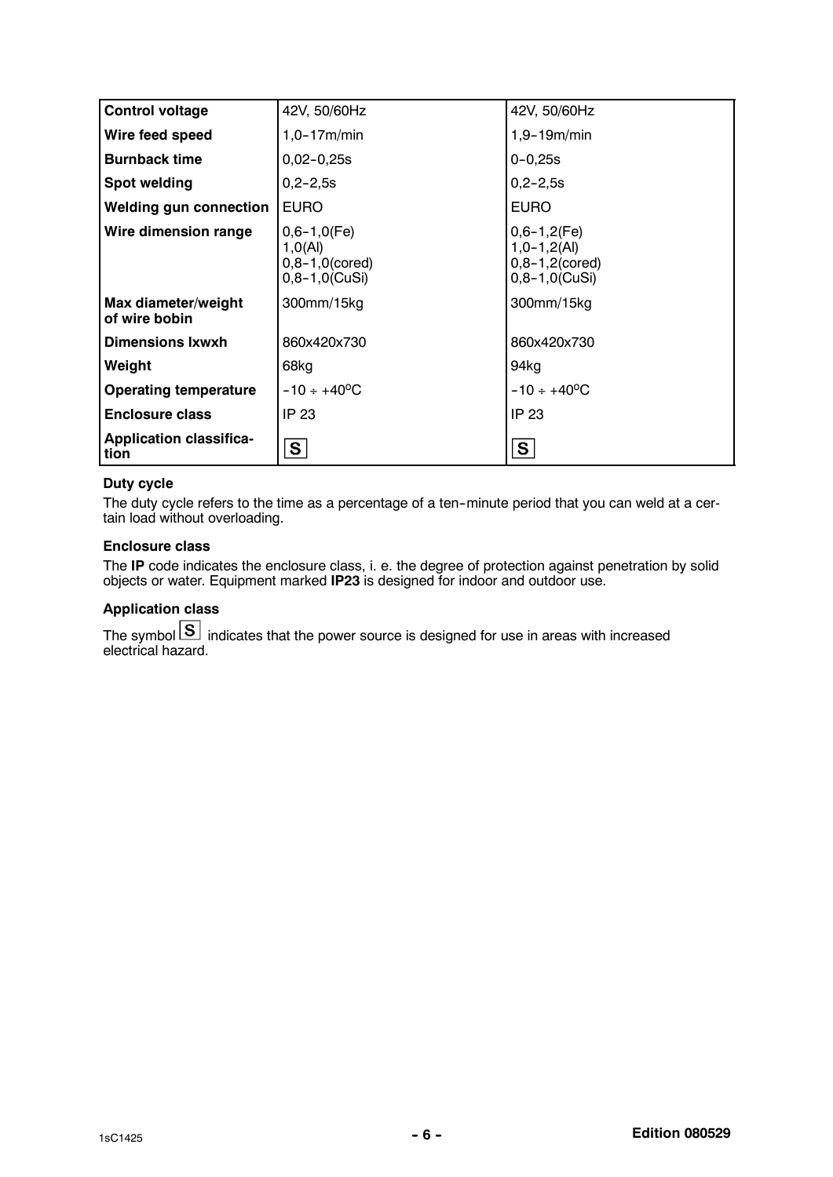| **Control voltage** | 42V, 50/60Hz | 42V, 50/60Hz |
|---|---|---|
| **Wire feed speed** | 1,0–17m/min | 1,9–19m/min |
| **Burnback time** | 0,02–0,25s | 0–0,25s |
| **Spot welding** | 0,2–2,5s | 0,2–2,5s |
| **Welding gun connection** | EURO | EURO |
| **Wire dimension range** | 0,6–1,0(Fe)<br>1,0(Al)<br>0,8–1,0(cored)<br>0,8–1,0(CuSi) | 0,6–1,2(Fe)<br>1,0–1,2(Al)<br>0,8–1,2(cored)<br>0,8–1,0(CuSi) |
| **Max diameter/weight of wire bobin** | 300mm/15kg | 300mm/15kg |
| **Dimensions lxwxh** | 860x420x730 | 860x420x730 |
| **Weight** | 68kg | 94kg |
| **Operating temperature** | -10 ÷ +40°C | -10 ÷ +40°C |
| **Enclosure class** | IP 23 | IP 23 |
| **Application classification** | S | S |

**Duty cycle**

The duty cycle refers to the time as a percentage of a ten-minute period that you can weld at a certain load without overloading.

**Enclosure class**

The **IP** code indicates the enclosure class, i. e. the degree of protection against penetration by solid objects or water. Equipment marked **IP23** is designed for indoor and outdoor use.

**Application class**

The symbol S indicates that the power source is designed for use in areas with increased electrical hazard.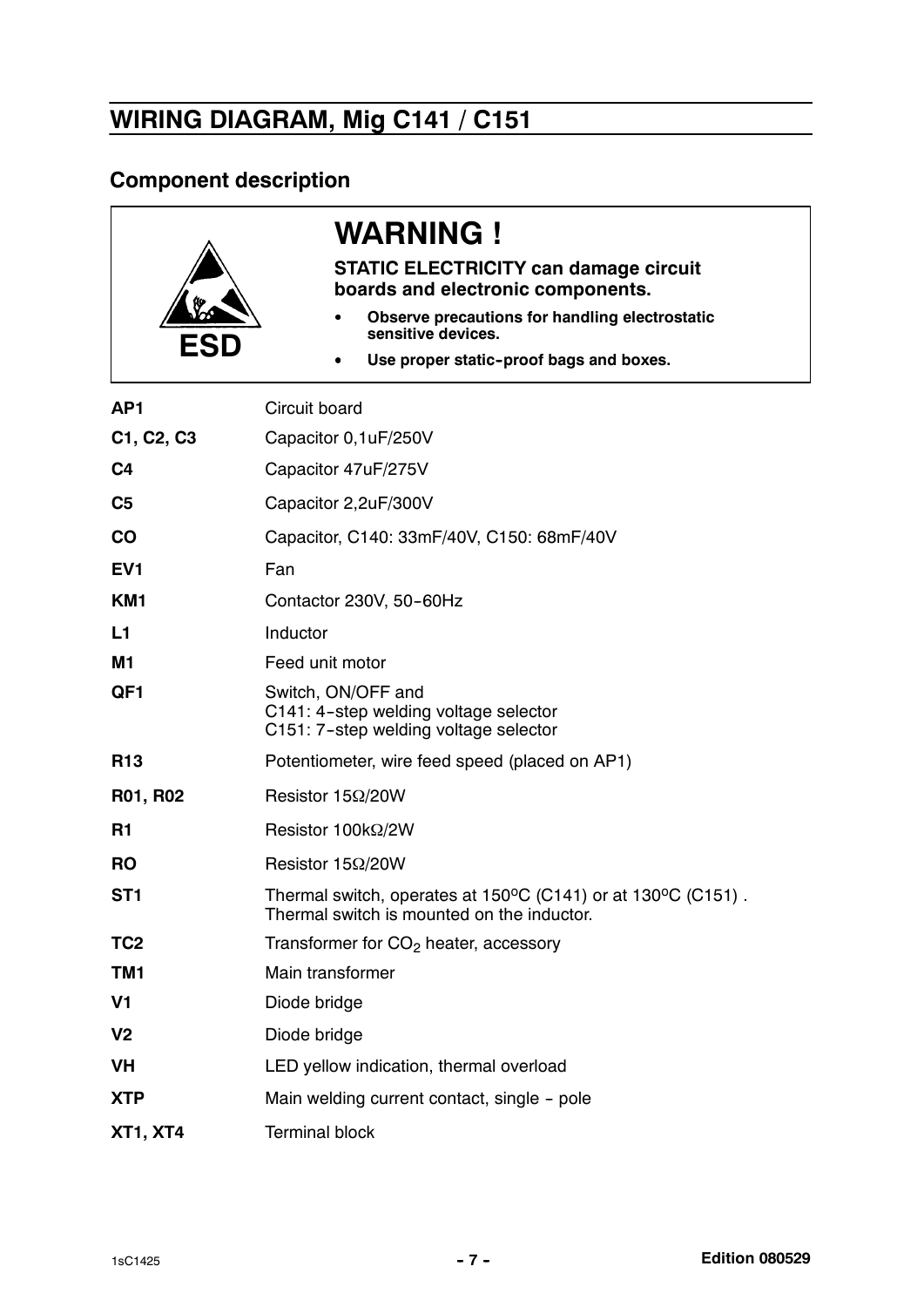## WIRING DIAGRAM, Mig C141 / C151

### Component description

**WARNING !**

**STATIC ELECTRICITY can damage circuit boards and electronic components.**

- **Observe precautions for handling electrostatic sensitive devices.**
- **Use proper static-proof bags and boxes.**

ESD

| | |
|---|---|
| **AP1** | Circuit board |
| **C1, C2, C3** | Capacitor 0,1uF/250V |
| **C4** | Capacitor 47uF/275V |
| **C5** | Capacitor 2,2uF/300V |
| **CO** | Capacitor, C140: 33mF/40V, C150: 68mF/40V |
| **EV1** | Fan |
| **KM1** | Contactor 230V, 50-60Hz |
| **L1** | Inductor |
| **M1** | Feed unit motor |
| **QF1** | Switch, ON/OFF and<br>C141: 4-step welding voltage selector<br>C151: 7-step welding voltage selector |
| **R13** | Potentiometer, wire feed speed (placed on AP1) |
| **R01, R02** | Resistor 15Ω/20W |
| **R1** | Resistor 100kΩ/2W |
| **RO** | Resistor 15Ω/20W |
| **ST1** | Thermal switch, operates at 150ºC (C141) or at 130ºC (C151) .<br>Thermal switch is mounted on the inductor. |
| **TC2** | Transformer for $CO_2$ heater, accessory |
| **TM1** | Main transformer |
| **V1** | Diode bridge |
| **V2** | Diode bridge |
| **VH** | LED yellow indication, thermal overload |
| **XTP** | Main welding current contact, single - pole |
| **XT1, XT4** | Terminal block |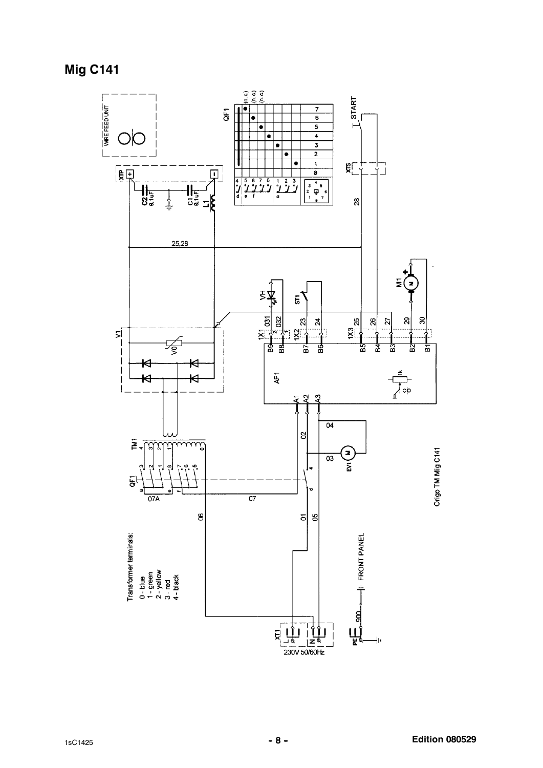# Mig C141

Transformer terminals:

0 - blue
1 - green
2 - yellow
3 - red
4 - black

WIRE FEED UNIT

QF1

START

230V 50/60Hz

FRONT PANEL

Origo TM Mig C141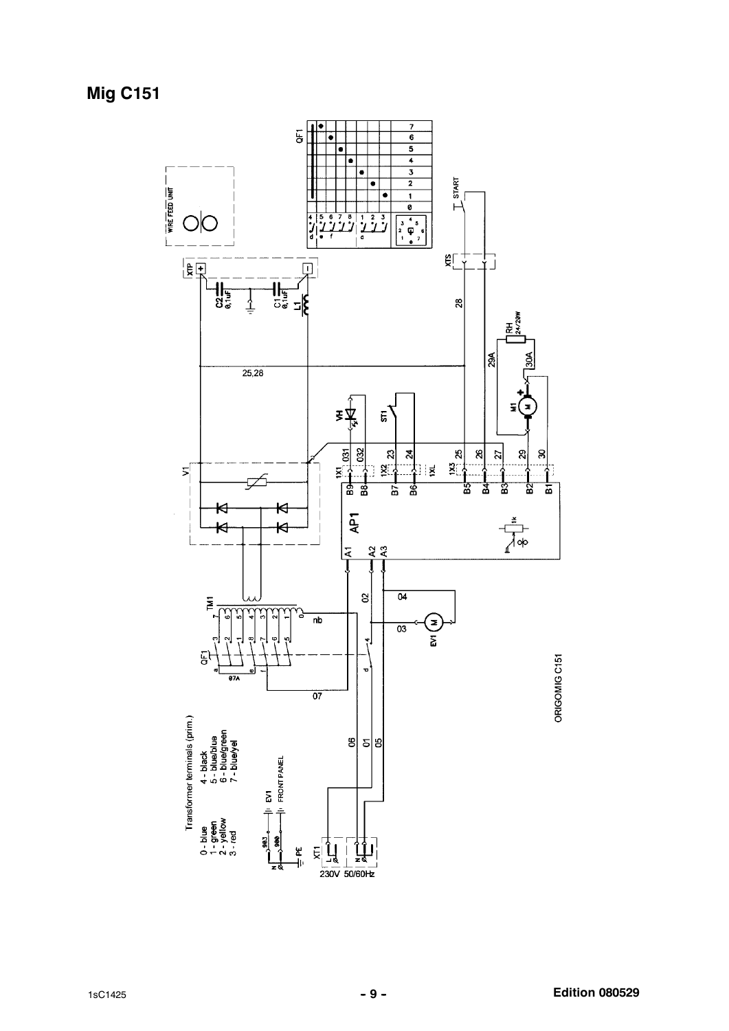## Mig C151

Transformer terminals (prim.)

| | |
|---|---|
| 0 - blue | 4 - black |
| 1 - green | 5 - blue/blue |
| 2 - yellow | 6 - blue/green |
| 3 - red | 7 - blue/yel |

EV1 FRONT PANEL

230V 50/60Hz

ORIGOMIG C151

1sC1425

Edition 080529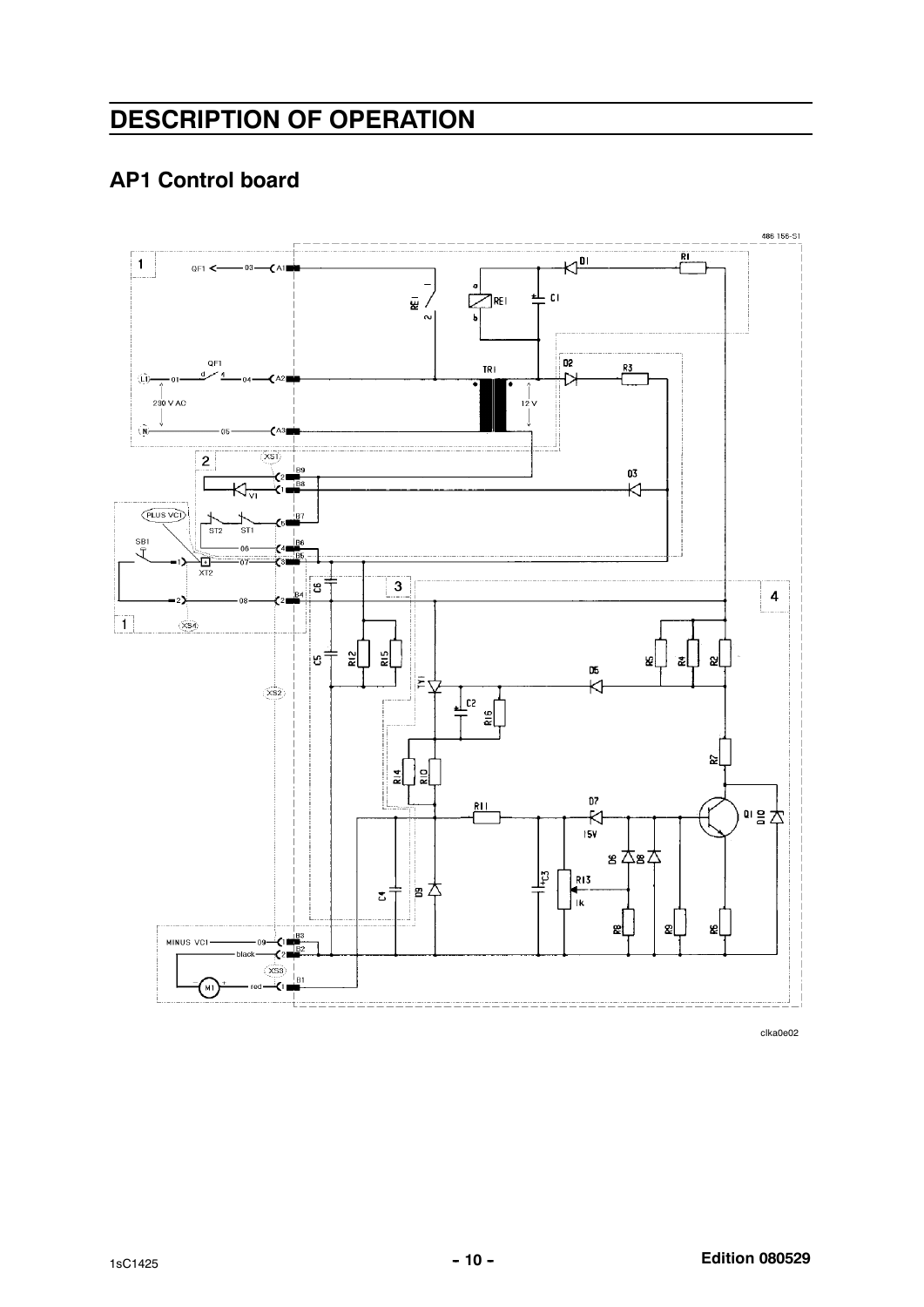# DESCRIPTION OF OPERATION

## AP1 Control board

clka0e02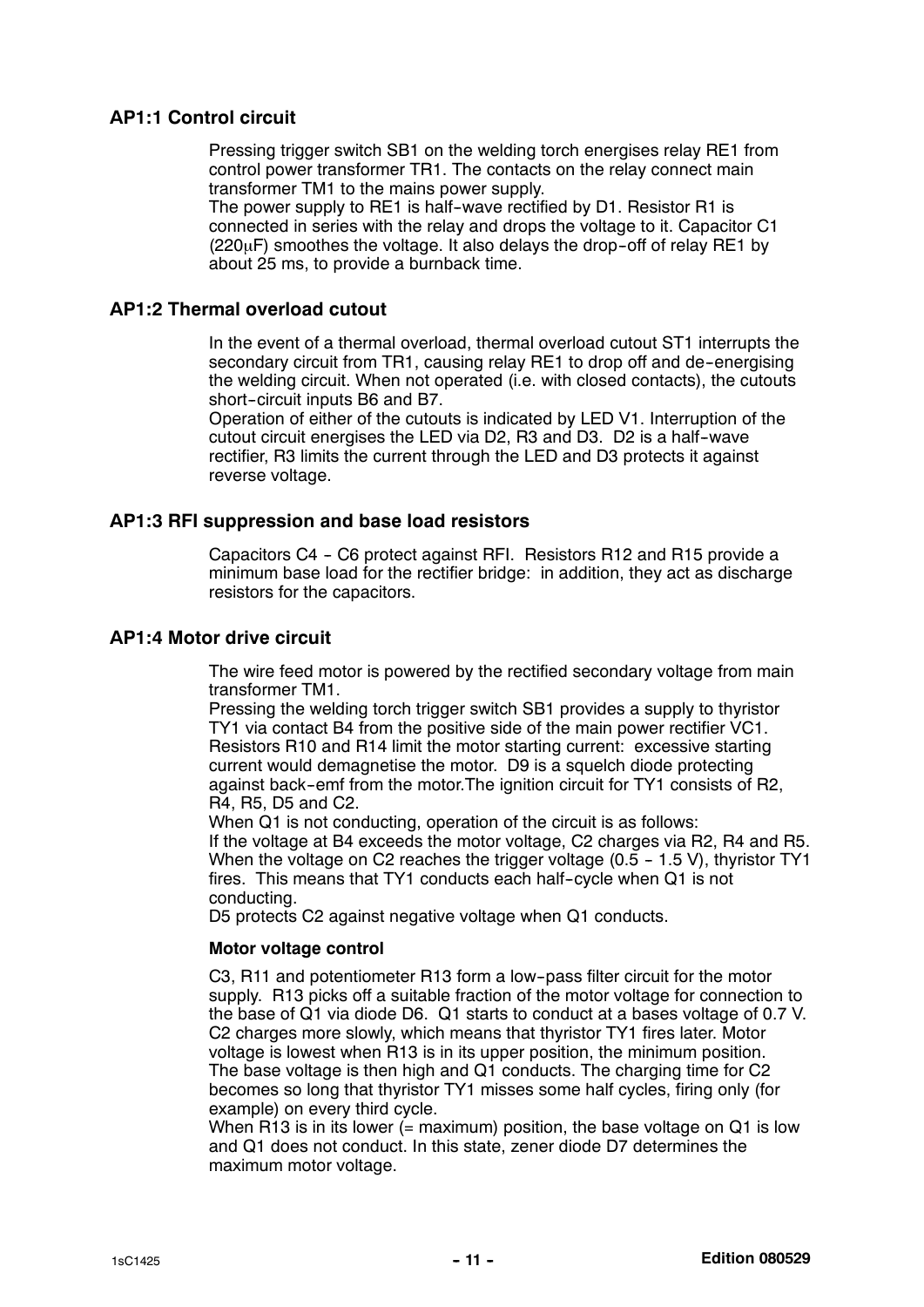## AP1:1 Control circuit

Pressing trigger switch SB1 on the welding torch energises relay RE1 from control power transformer TR1. The contacts on the relay connect main transformer TM1 to the mains power supply.
The power supply to RE1 is half-wave rectified by D1. Resistor R1 is connected in series with the relay and drops the voltage to it. Capacitor C1 (220μF) smoothes the voltage. It also delays the drop-off of relay RE1 by about 25 ms, to provide a burnback time.

## AP1:2 Thermal overload cutout

In the event of a thermal overload, thermal overload cutout ST1 interrupts the secondary circuit from TR1, causing relay RE1 to drop off and de-energising the welding circuit. When not operated (i.e. with closed contacts), the cutouts short-circuit inputs B6 and B7.
Operation of either of the cutouts is indicated by LED V1. Interruption of the cutout circuit energises the LED via D2, R3 and D3. D2 is a half-wave rectifier, R3 limits the current through the LED and D3 protects it against reverse voltage.

## AP1:3 RFI suppression and base load resistors

Capacitors C4 - C6 protect against RFI. Resistors R12 and R15 provide a minimum base load for the rectifier bridge: in addition, they act as discharge resistors for the capacitors.

## AP1:4 Motor drive circuit

The wire feed motor is powered by the rectified secondary voltage from main transformer TM1.
Pressing the welding torch trigger switch SB1 provides a supply to thyristor TY1 via contact B4 from the positive side of the main power rectifier VC1. Resistors R10 and R14 limit the motor starting current: excessive starting current would demagnetise the motor. D9 is a squelch diode protecting against back-emf from the motor.The ignition circuit for TY1 consists of R2, R4, R5, D5 and C2.
When Q1 is not conducting, operation of the circuit is as follows:
If the voltage at B4 exceeds the motor voltage, C2 charges via R2, R4 and R5. When the voltage on C2 reaches the trigger voltage (0.5 - 1.5 V), thyristor TY1 fires. This means that TY1 conducts each half-cycle when Q1 is not conducting.
D5 protects C2 against negative voltage when Q1 conducts.

### Motor voltage control

C3, R11 and potentiometer R13 form a low-pass filter circuit for the motor supply. R13 picks off a suitable fraction of the motor voltage for connection to the base of Q1 via diode D6. Q1 starts to conduct at a bases voltage of 0.7 V. C2 charges more slowly, which means that thyristor TY1 fires later. Motor voltage is lowest when R13 is in its upper position, the minimum position. The base voltage is then high and Q1 conducts. The charging time for C2 becomes so long that thyristor TY1 misses some half cycles, firing only (for example) on every third cycle.
When R13 is in its lower (= maximum) position, the base voltage on Q1 is low and Q1 does not conduct. In this state, zener diode D7 determines the maximum motor voltage.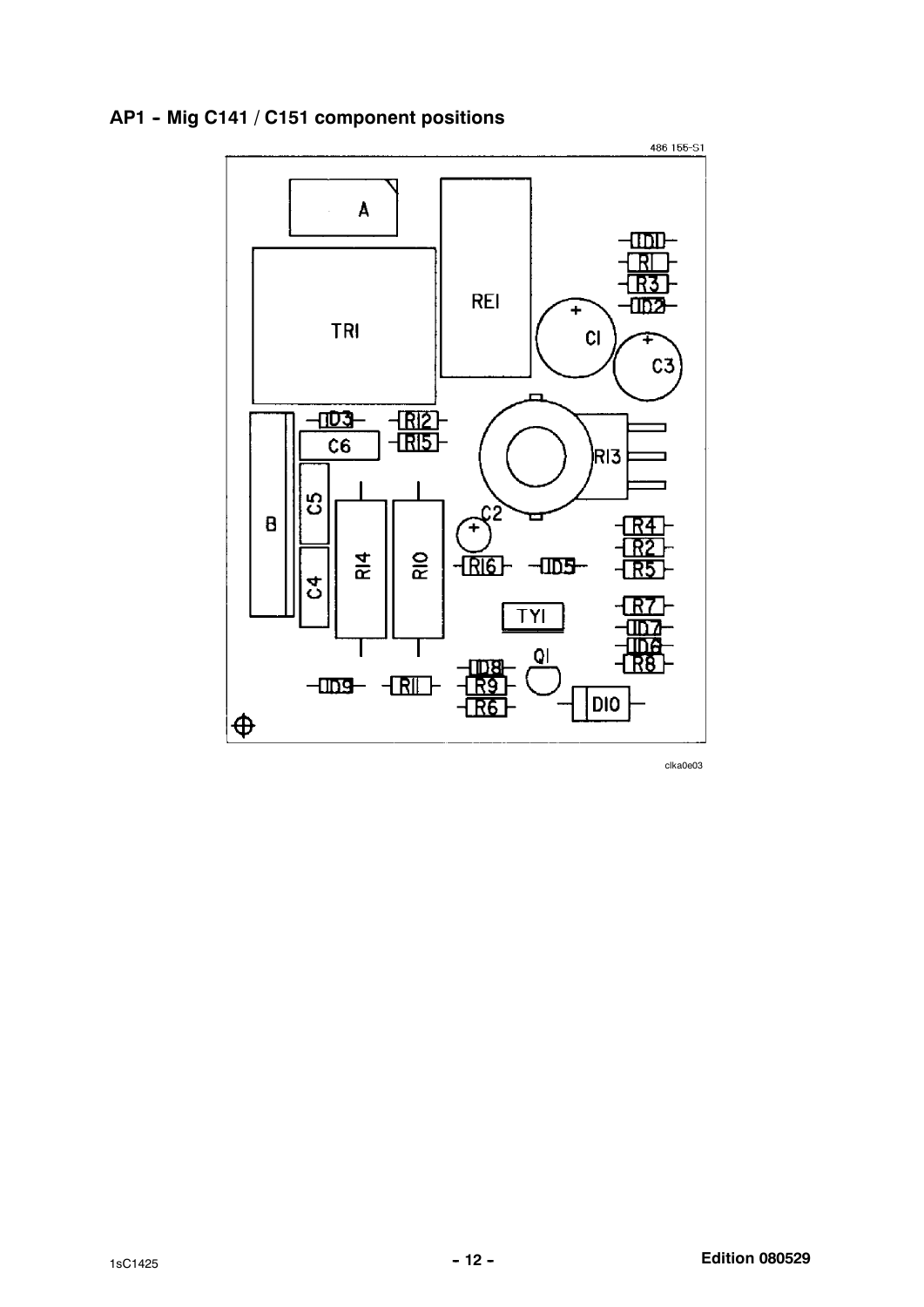## AP1 - Mig C141 / C151 component positions

486 155-S1

A

TR1

RE1

D1
R1
R3
D2

C1

C3

D3
R12
R15
C6

R13

C5
B
C4
R14
R10
C2
R16
D5

R4
R2
R5

TY1
R7
D7
D6
R8

Q1
D8
R9
R6
D9
R11
D10

clka0e03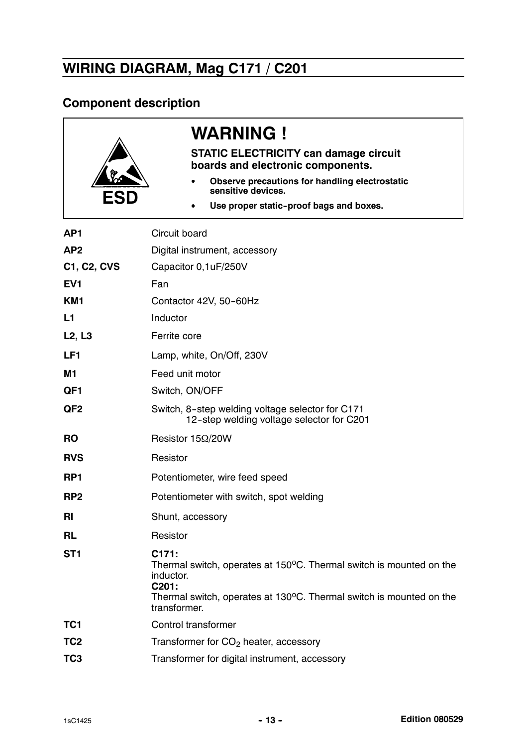## WIRING DIAGRAM, Mag C171 / C201

### Component description

> **WARNING !**
>
> **STATIC ELECTRICITY can damage circuit boards and electronic components.**
>
> - **Observe precautions for handling electrostatic sensitive devices.**
> - **Use proper static-proof bags and boxes.**
>
> ESD

| | |
|---|---|
| **AP1** | Circuit board |
| **AP2** | Digital instrument, accessory |
| **C1, C2, CVS** | Capacitor 0,1uF/250V |
| **EV1** | Fan |
| **KM1** | Contactor 42V, 50-60Hz |
| **L1** | Inductor |
| **L2, L3** | Ferrite core |
| **LF1** | Lamp, white, On/Off, 230V |
| **M1** | Feed unit motor |
| **QF1** | Switch, ON/OFF |
| **QF2** | Switch, 8-step welding voltage selector for C171<br>12-step welding voltage selector for C201 |
| **RO** | Resistor 15Ω/20W |
| **RVS** | Resistor |
| **RP1** | Potentiometer, wire feed speed |
| **RP2** | Potentiometer with switch, spot welding |
| **RI** | Shunt, accessory |
| **RL** | Resistor |
| **ST1** | **C171:**<br>Thermal switch, operates at 150°C. Thermal switch is mounted on the inductor.<br>**C201:**<br>Thermal switch, operates at 130°C. Thermal switch is mounted on the transformer. |
| **TC1** | Control transformer |
| **TC2** | Transformer for $CO_2$ heater, accessory |
| **TC3** | Transformer for digital instrument, accessory |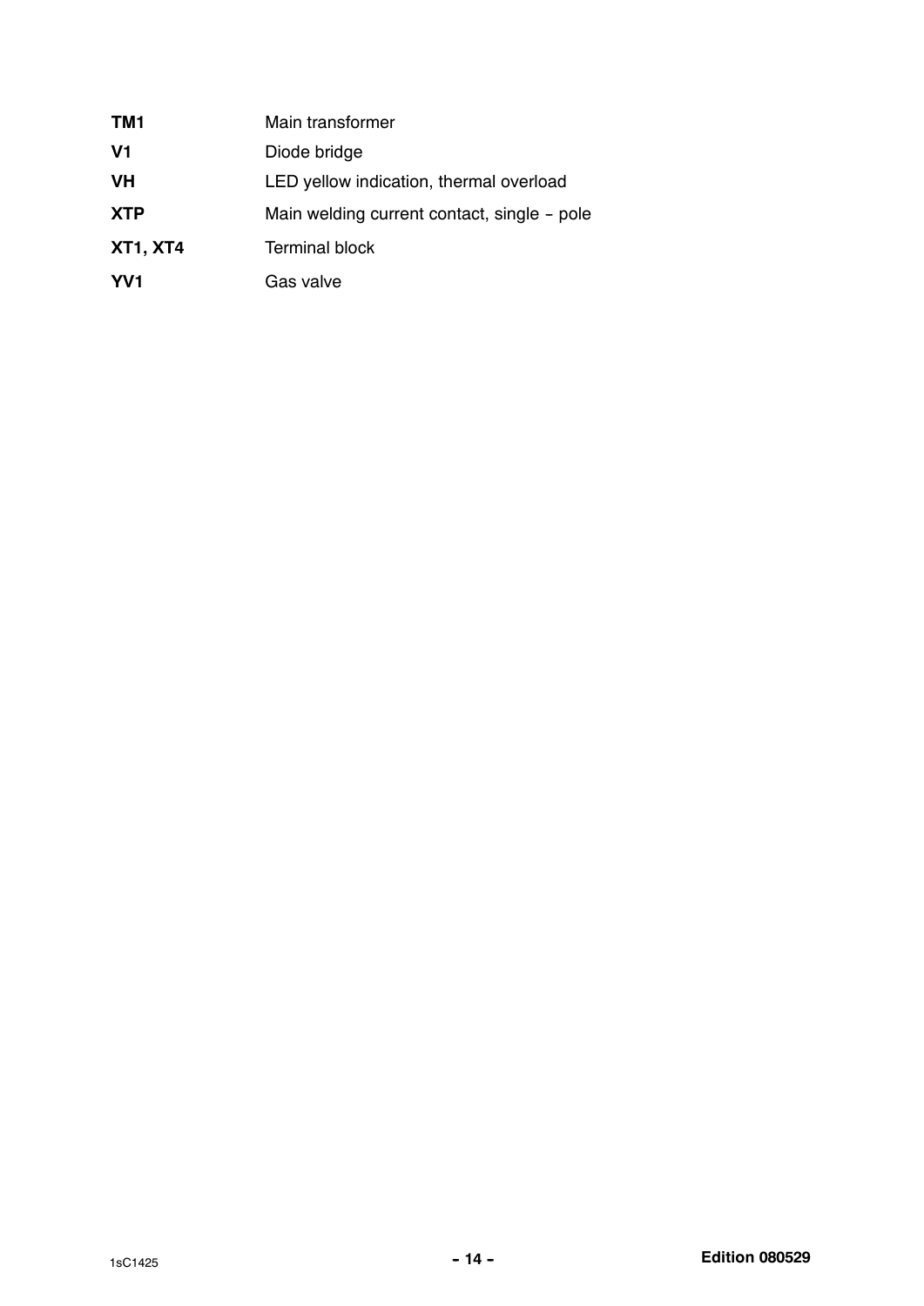| | |
|---|---|
| **TM1** | Main transformer |
| **V1** | Diode bridge |
| **VH** | LED yellow indication, thermal overload |
| **XTP** | Main welding current contact, single - pole |
| **XT1, XT4** | Terminal block |
| **YV1** | Gas valve |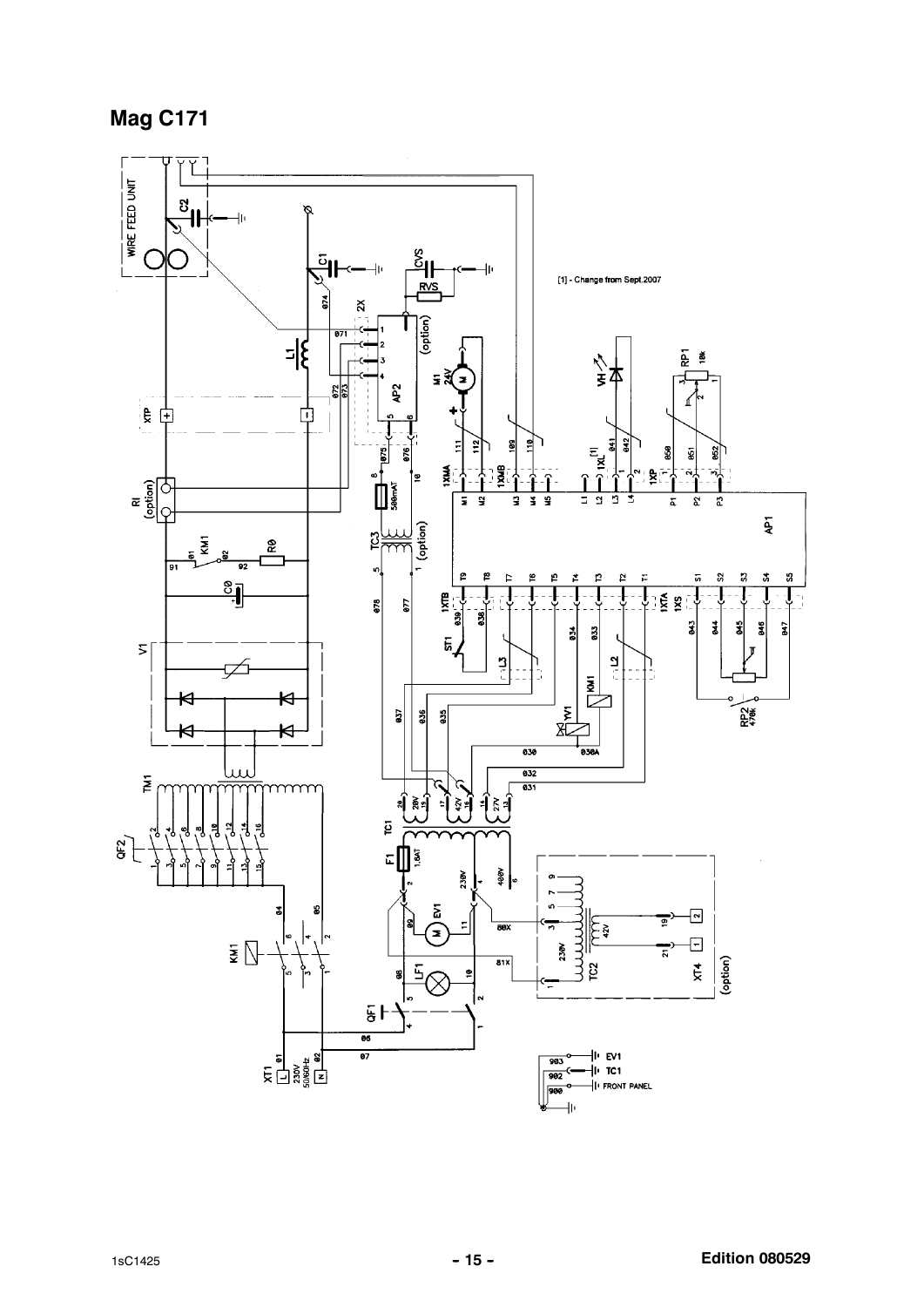# Mag C171

[1] - Change from Sept.2007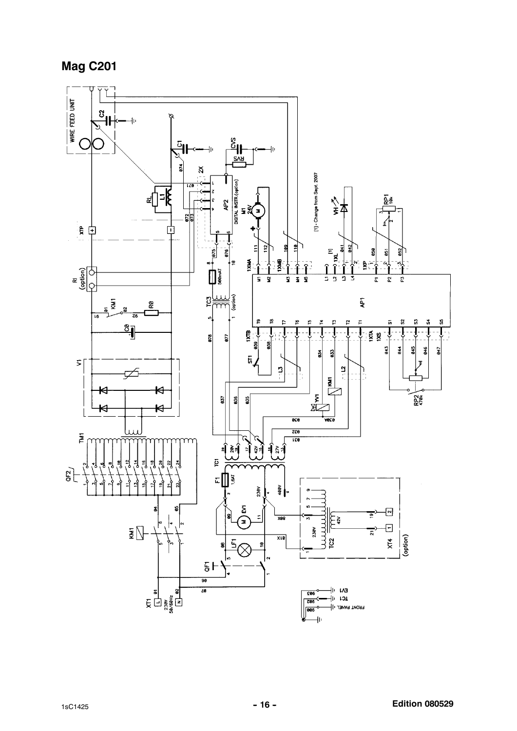# Mag C201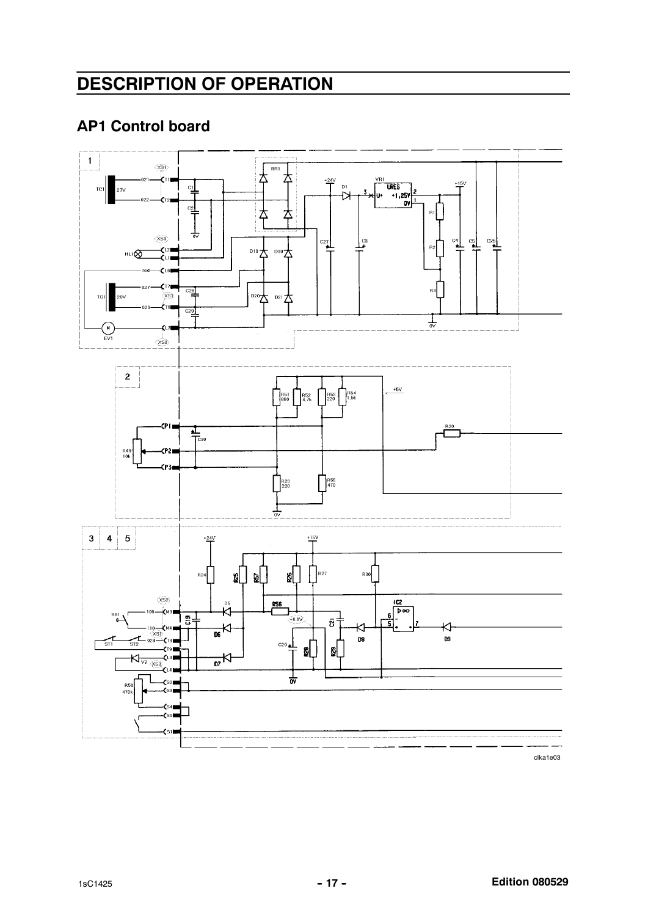# DESCRIPTION OF OPERATION

## AP1 Control board

clka1e03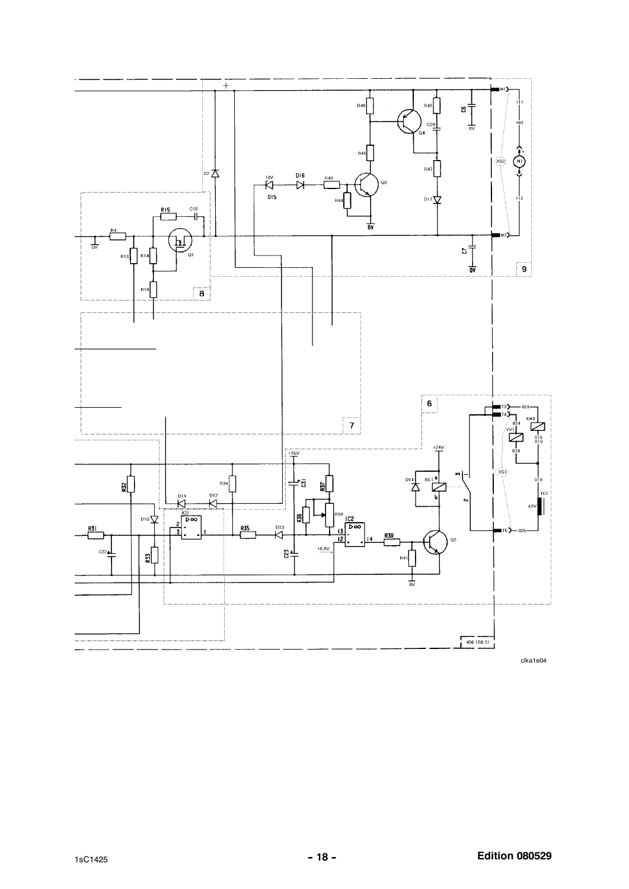clka1e04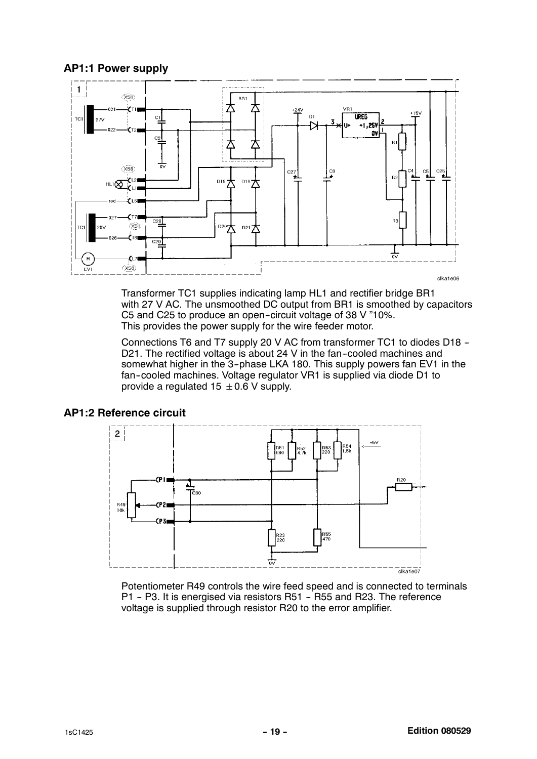## AP1:1 Power supply

Transformer TC1 supplies indicating lamp HL1 and rectifier bridge BR1 with 27 V AC. The unsmoothed DC output from BR1 is smoothed by capacitors C5 and C25 to produce an open-circuit voltage of 38 V ”10%. This provides the power supply for the wire feeder motor.

Connections T6 and T7 supply 20 V AC from transformer TC1 to diodes D18 - D21. The rectified voltage is about 24 V in the fan-cooled machines and somewhat higher in the 3-phase LKA 180. This supply powers fan EV1 in the fan-cooled machines. Voltage regulator VR1 is supplied via diode D1 to provide a regulated 15 $\pm$0.6 V supply.

## AP1:2 Reference circuit

Potentiometer R49 controls the wire feed speed and is connected to terminals P1 - P3. It is energised via resistors R51 - R55 and R23. The reference voltage is supplied through resistor R20 to the error amplifier.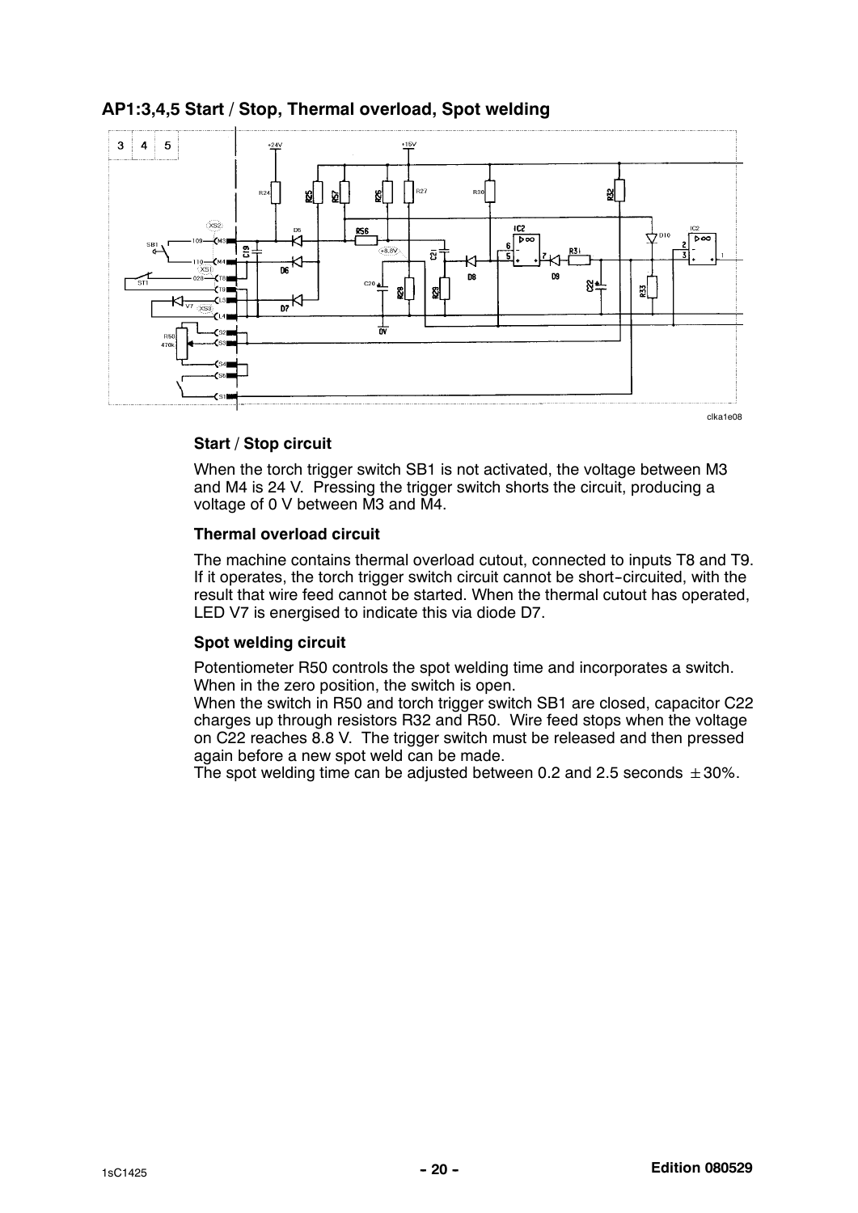## AP1:3,4,5 Start / Stop, Thermal overload, Spot welding

clka1e08

### Start / Stop circuit

When the torch trigger switch SB1 is not activated, the voltage between M3 and M4 is 24 V. Pressing the trigger switch shorts the circuit, producing a voltage of 0 V between M3 and M4.

### Thermal overload circuit

The machine contains thermal overload cutout, connected to inputs T8 and T9. If it operates, the torch trigger switch circuit cannot be short-circuited, with the result that wire feed cannot be started. When the thermal cutout has operated, LED V7 is energised to indicate this via diode D7.

### Spot welding circuit

Potentiometer R50 controls the spot welding time and incorporates a switch. When in the zero position, the switch is open.
When the switch in R50 and torch trigger switch SB1 are closed, capacitor C22 charges up through resistors R32 and R50. Wire feed stops when the voltage on C22 reaches 8.8 V. The trigger switch must be released and then pressed again before a new spot weld can be made.
The spot welding time can be adjusted between 0.2 and 2.5 seconds $\pm 30\%$.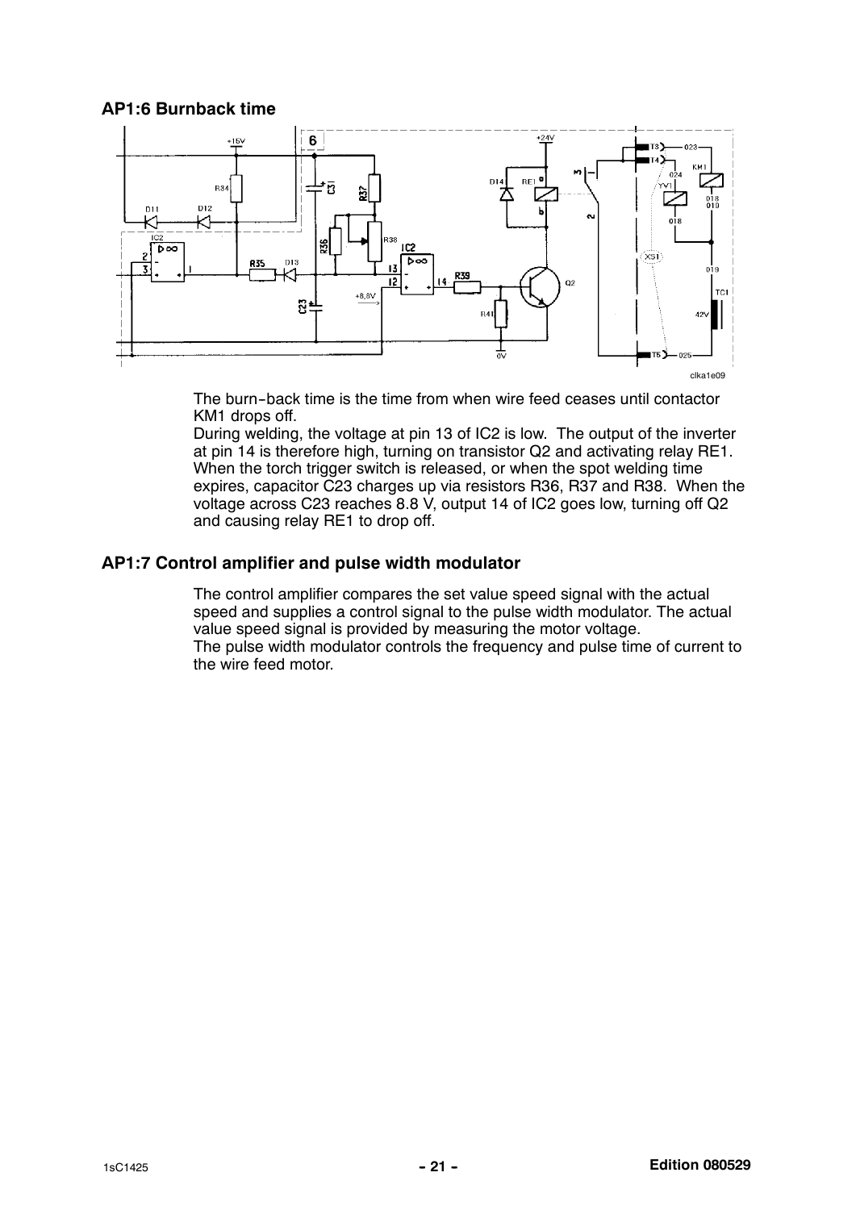## AP1:6 Burnback time

The burn-back time is the time from when wire feed ceases until contactor KM1 drops off.
During welding, the voltage at pin 13 of IC2 is low. The output of the inverter at pin 14 is therefore high, turning on transistor Q2 and activating relay RE1. When the torch trigger switch is released, or when the spot welding time expires, capacitor C23 charges up via resistors R36, R37 and R38. When the voltage across C23 reaches 8.8 V, output 14 of IC2 goes low, turning off Q2 and causing relay RE1 to drop off.

## AP1:7 Control amplifier and pulse width modulator

The control amplifier compares the set value speed signal with the actual speed and supplies a control signal to the pulse width modulator. The actual value speed signal is provided by measuring the motor voltage.
The pulse width modulator controls the frequency and pulse time of current to the wire feed motor.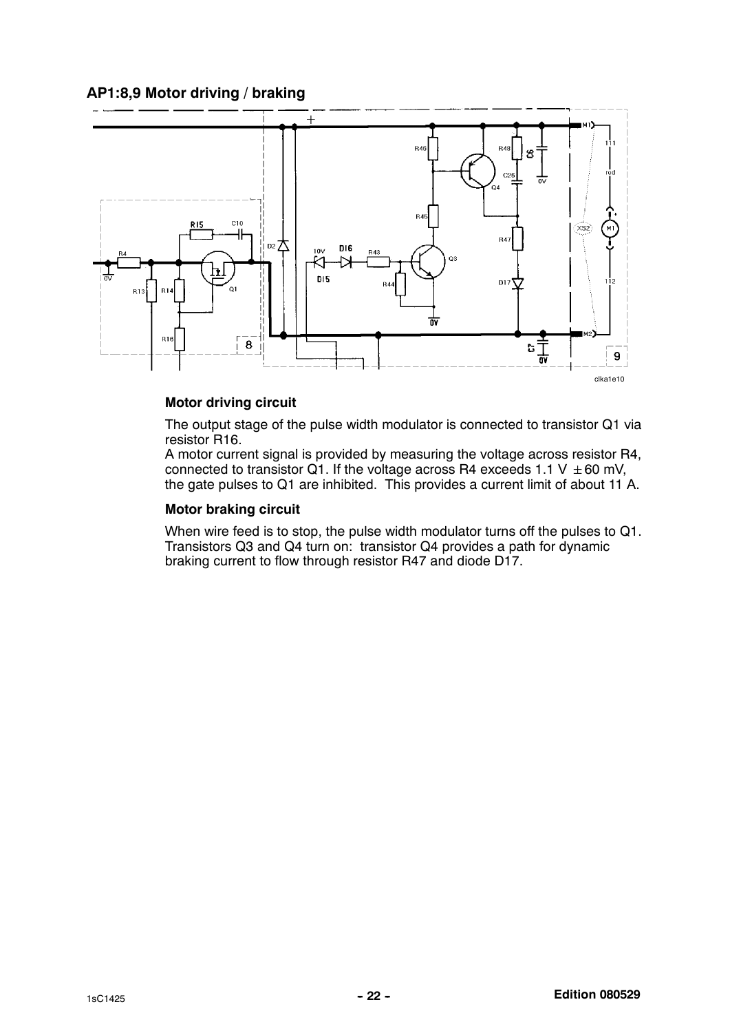## AP1:8,9 Motor driving / braking

### Motor driving circuit

The output stage of the pulse width modulator is connected to transistor Q1 via resistor R16.
A motor current signal is provided by measuring the voltage across resistor R4, connected to transistor Q1. If the voltage across R4 exceeds 1.1 V ± 60 mV, the gate pulses to Q1 are inhibited. This provides a current limit of about 11 A.

### Motor braking circuit

When wire feed is to stop, the pulse width modulator turns off the pulses to Q1. Transistors Q3 and Q4 turn on: transistor Q4 provides a path for dynamic braking current to flow through resistor R47 and diode D17.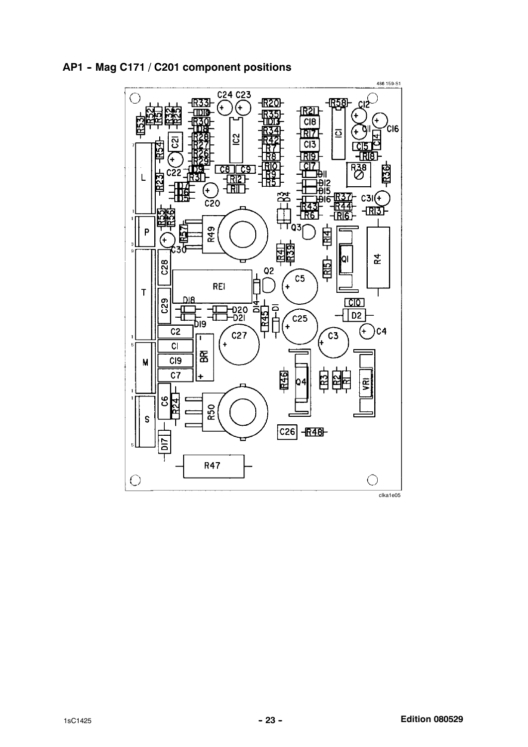## AP1 - Mag C171 / C201 component positions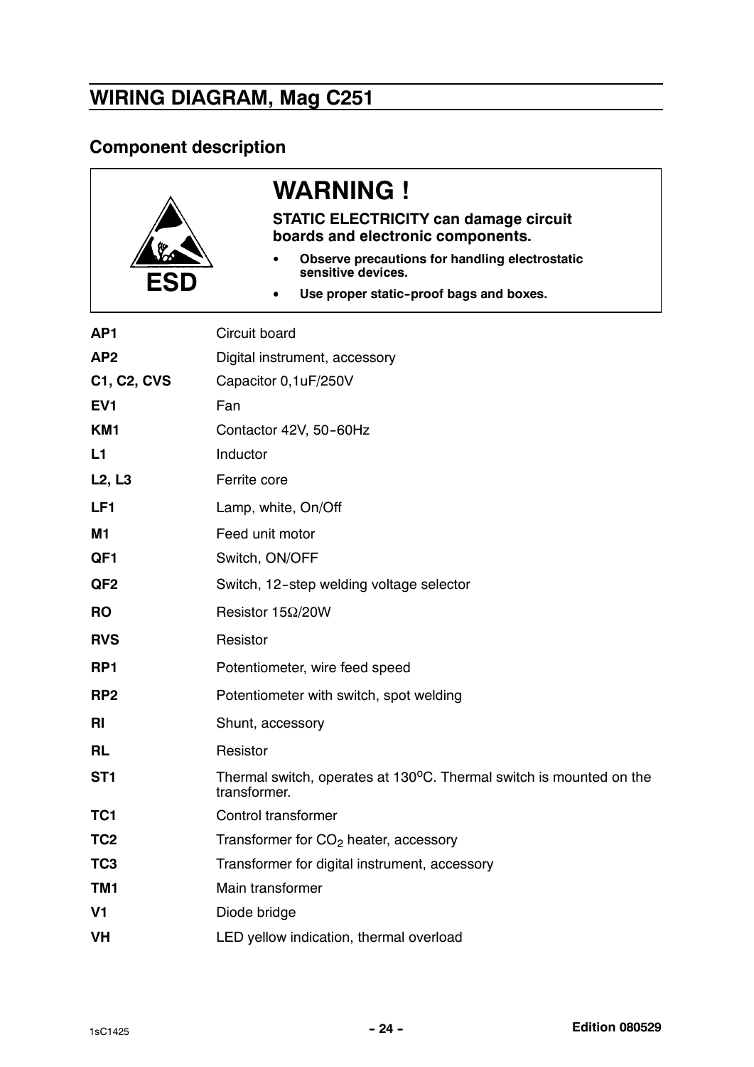## WIRING DIAGRAM, Mag C251

### Component description

**WARNING !**

**STATIC ELECTRICITY can damage circuit boards and electronic components.**

- **Observe precautions for handling electrostatic sensitive devices.**
- **Use proper static-proof bags and boxes.**

ESD

| | |
|---|---|
| **AP1** | Circuit board |
| **AP2** | Digital instrument, accessory |
| **C1, C2, CVS** | Capacitor 0,1uF/250V |
| **EV1** | Fan |
| **KM1** | Contactor 42V, 50-60Hz |
| **L1** | Inductor |
| **L2, L3** | Ferrite core |
| **LF1** | Lamp, white, On/Off |
| **M1** | Feed unit motor |
| **QF1** | Switch, ON/OFF |
| **QF2** | Switch, 12-step welding voltage selector |
| **RO** | Resistor 15Ω/20W |
| **RVS** | Resistor |
| **RP1** | Potentiometer, wire feed speed |
| **RP2** | Potentiometer with switch, spot welding |
| **RI** | Shunt, accessory |
| **RL** | Resistor |
| **ST1** | Thermal switch, operates at 130°C. Thermal switch is mounted on the transformer. |
| **TC1** | Control transformer |
| **TC2** | Transformer for $CO_2$ heater, accessory |
| **TC3** | Transformer for digital instrument, accessory |
| **TM1** | Main transformer |
| **V1** | Diode bridge |
| **VH** | LED yellow indication, thermal overload |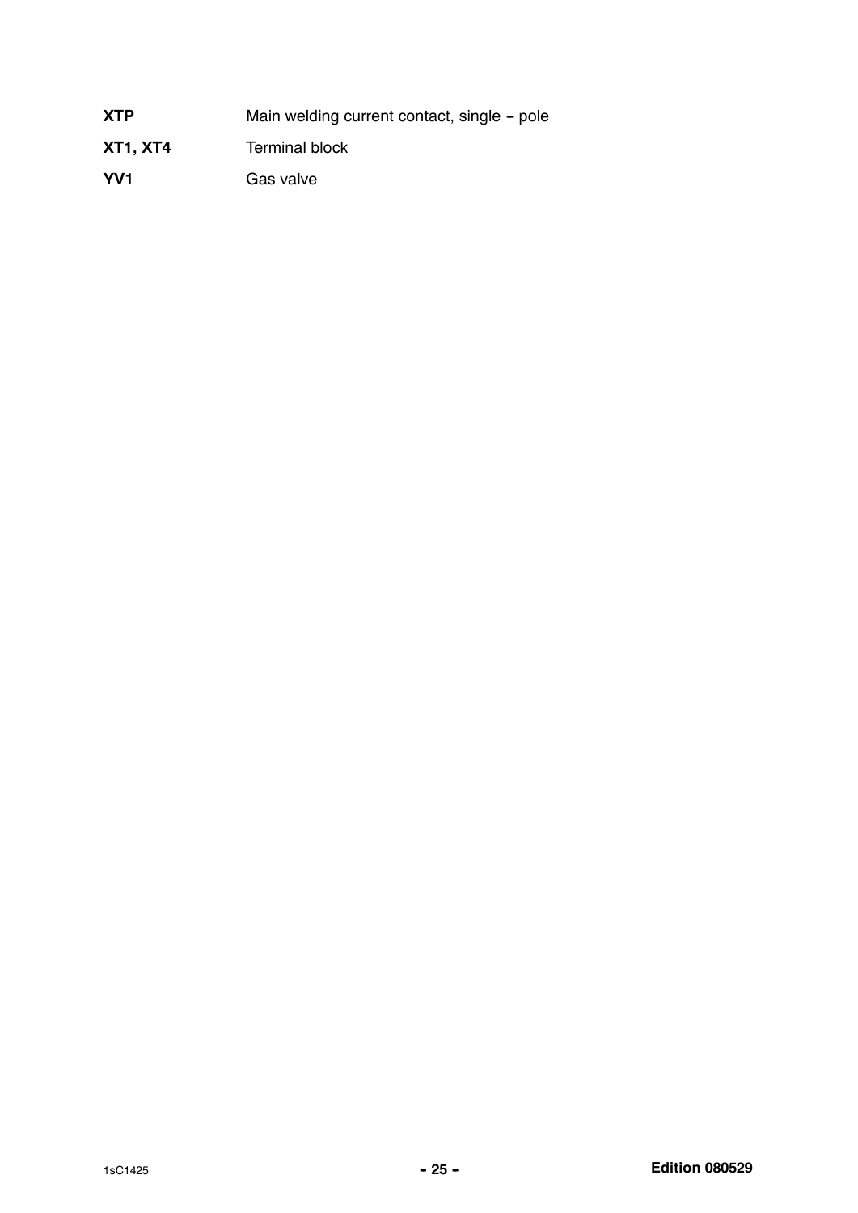| | |
|---|---|
| **XTP** | Main welding current contact, single - pole |
| **XT1, XT4** | Terminal block |
| **YV1** | Gas valve |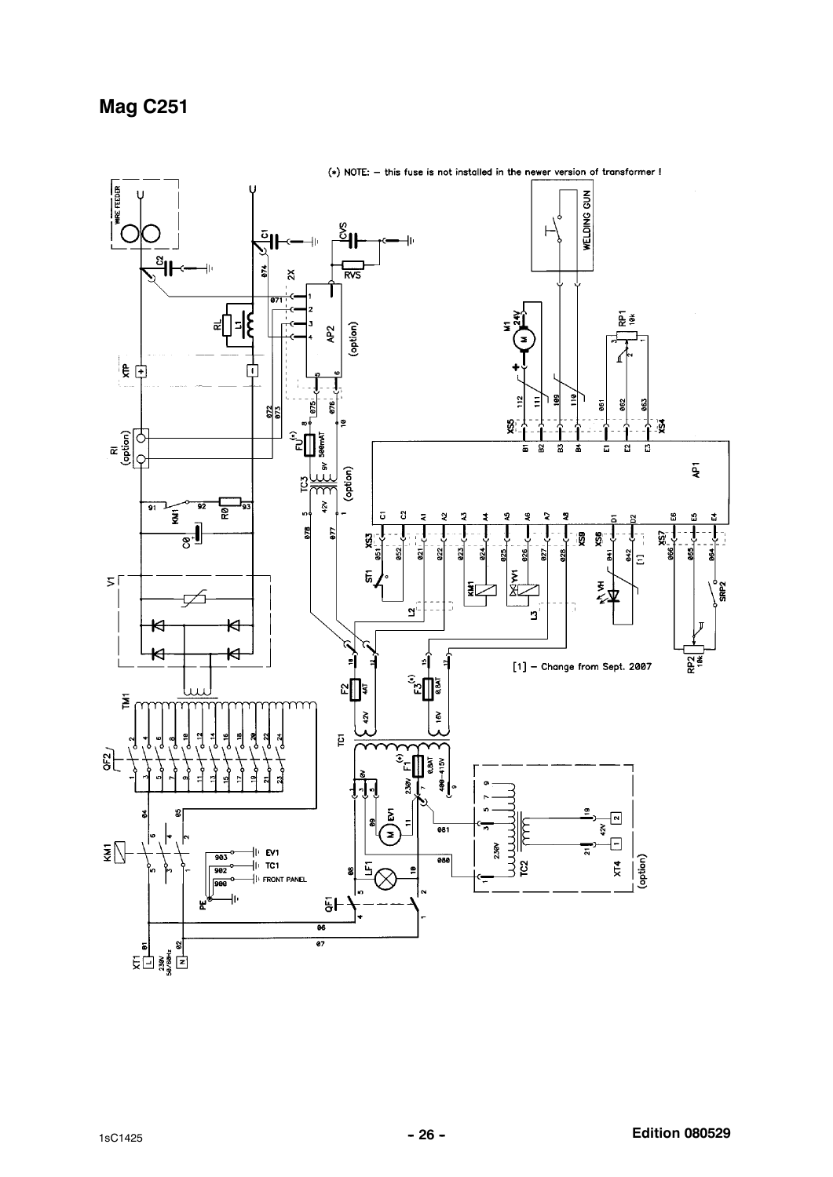# Mag C251

(*) NOTE: – this fuse is not installed in the newer version of transformer !

[1] – Change from Sept. 2007

1sC1425

Edition 080529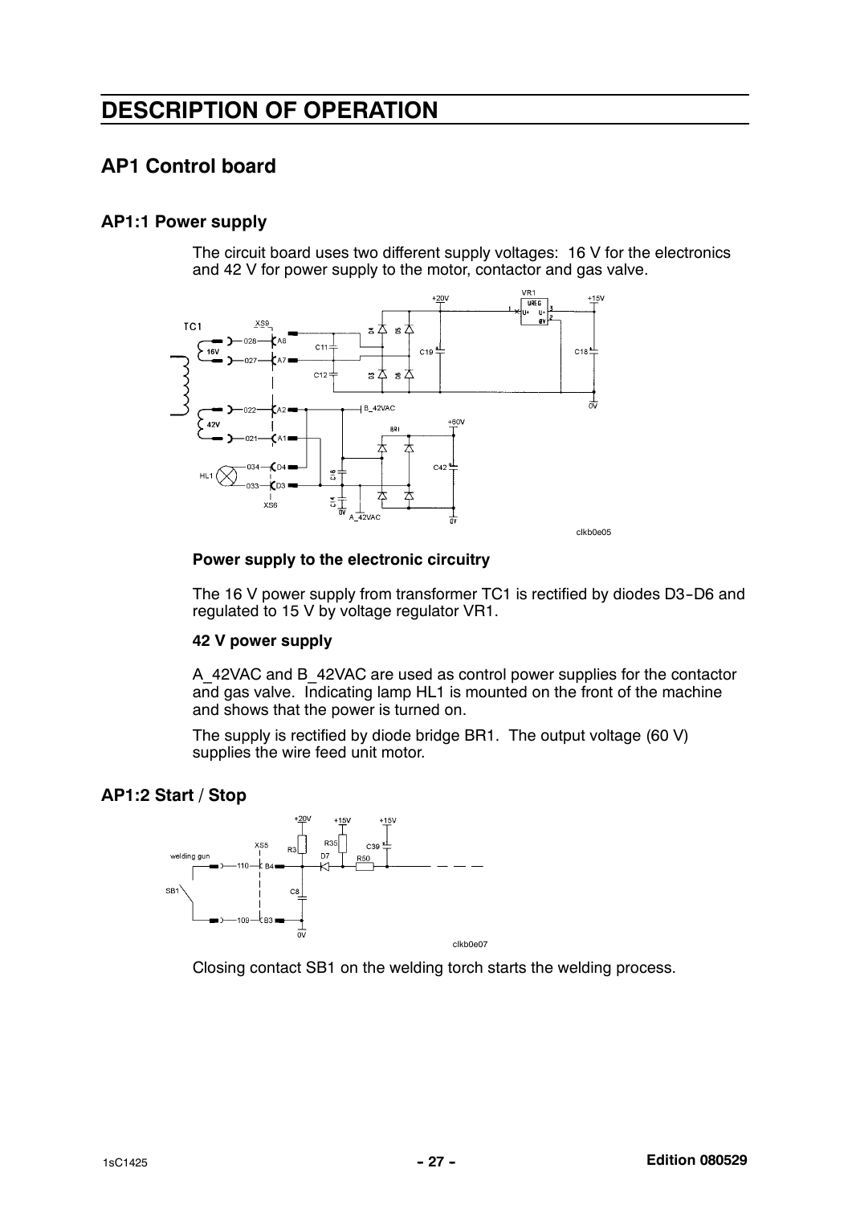# DESCRIPTION OF OPERATION

## AP1 Control board

### AP1:1 Power supply

The circuit board uses two different supply voltages: 16 V for the electronics and 42 V for power supply to the motor, contactor and gas valve.

clkb0e05

**Power supply to the electronic circuitry**

The 16 V power supply from transformer TC1 is rectified by diodes D3-D6 and regulated to 15 V by voltage regulator VR1.

**42 V power supply**

A_42VAC and B_42VAC are used as control power supplies for the contactor and gas valve. Indicating lamp HL1 is mounted on the front of the machine and shows that the power is turned on.

The supply is rectified by diode bridge BR1. The output voltage (60 V) supplies the wire feed unit motor.

### AP1:2 Start / Stop

clkb0e07

Closing contact SB1 on the welding torch starts the welding process.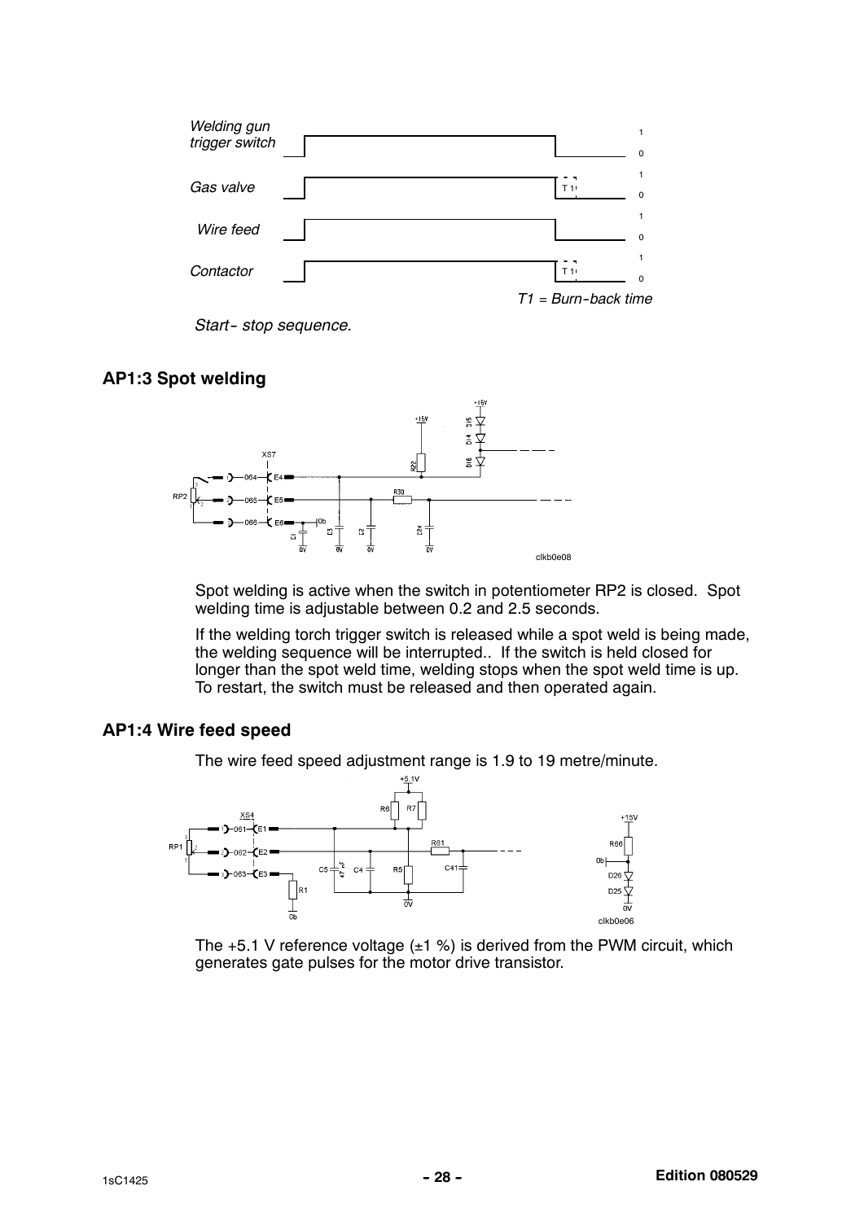*Start- stop sequence.*

*T1 = Burn-back time*

### AP1:3 Spot welding

Spot welding is active when the switch in potentiometer RP2 is closed. Spot welding time is adjustable between 0.2 and 2.5 seconds.

If the welding torch trigger switch is released while a spot weld is being made, the welding sequence will be interrupted.. If the switch is held closed for longer than the spot weld time, welding stops when the spot weld time is up. To restart, the switch must be released and then operated again.

### AP1:4 Wire feed speed

The wire feed speed adjustment range is 1.9 to 19 metre/minute.

The +5.1 V reference voltage (±1 %) is derived from the PWM circuit, which generates gate pulses for the motor drive transistor.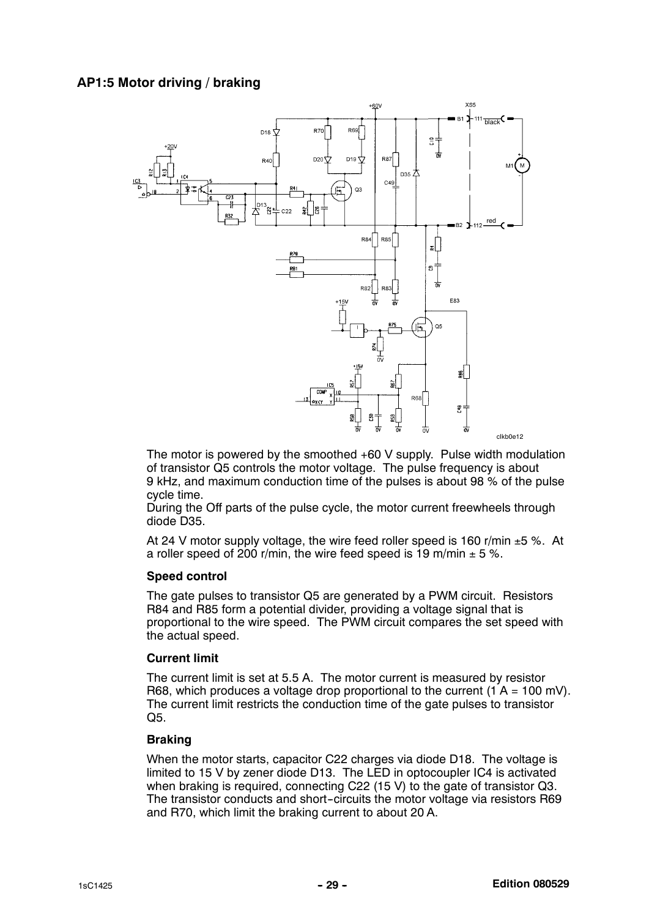## AP1:5 Motor driving / braking

The motor is powered by the smoothed +60 V supply. Pulse width modulation of transistor Q5 controls the motor voltage. The pulse frequency is about 9 kHz, and maximum conduction time of the pulses is about 98 % of the pulse cycle time.

During the Off parts of the pulse cycle, the motor current freewheels through diode D35.

At 24 V motor supply voltage, the wire feed roller speed is 160 r/min ±5 %. At a roller speed of 200 r/min, the wire feed speed is 19 m/min ± 5 %.

### Speed control

The gate pulses to transistor Q5 are generated by a PWM circuit. Resistors R84 and R85 form a potential divider, providing a voltage signal that is proportional to the wire speed. The PWM circuit compares the set speed with the actual speed.

### Current limit

The current limit is set at 5.5 A. The motor current is measured by resistor R68, which produces a voltage drop proportional to the current (1 A = 100 mV). The current limit restricts the conduction time of the gate pulses to transistor Q5.

### Braking

When the motor starts, capacitor C22 charges via diode D18. The voltage is limited to 15 V by zener diode D13. The LED in optocoupler IC4 is activated when braking is required, connecting C22 (15 V) to the gate of transistor Q3. The transistor conducts and short-circuits the motor voltage via resistors R69 and R70, which limit the braking current to about 20 A.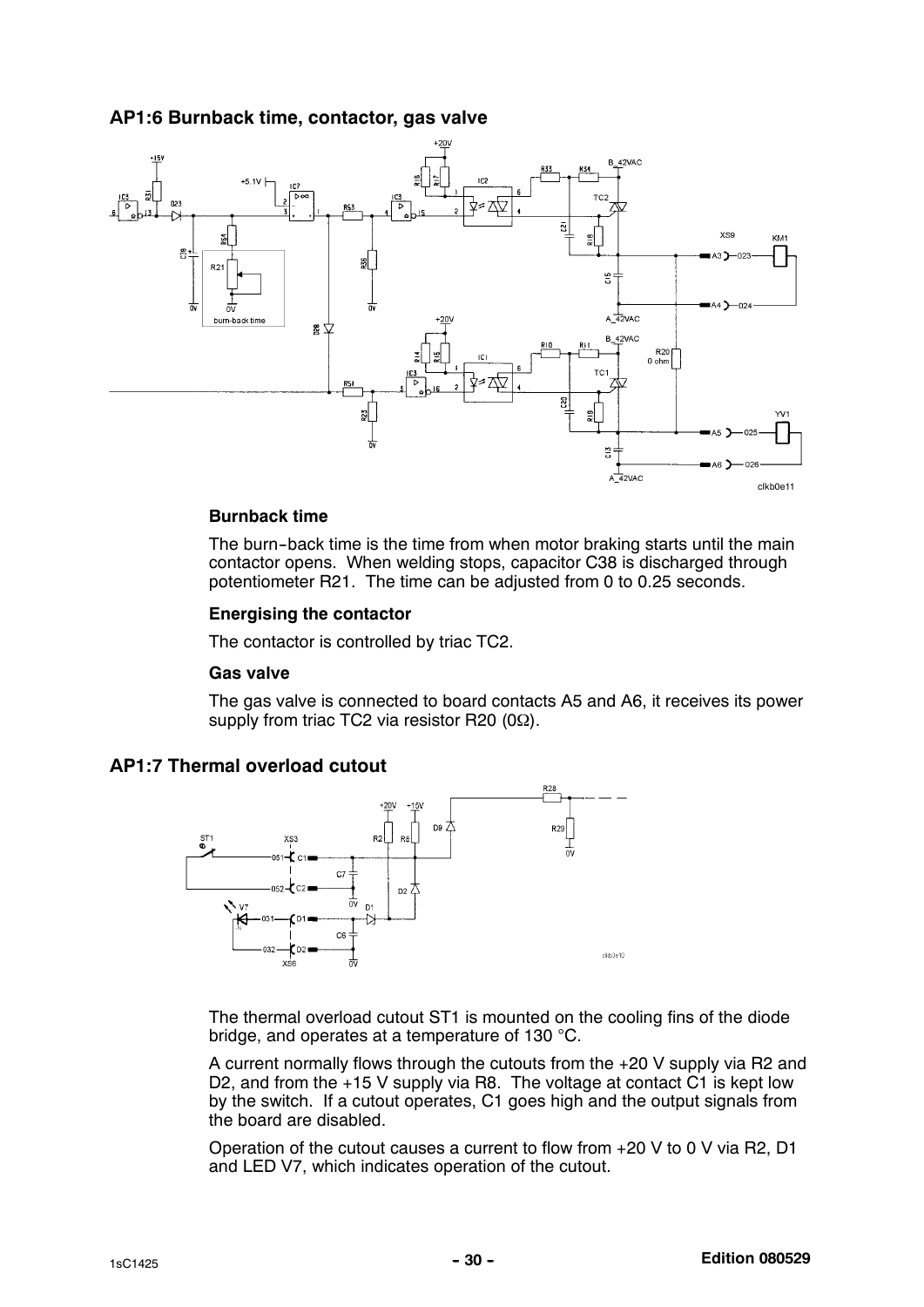## AP1:6 Burnback time, contactor, gas valve

### Burnback time

The burn-back time is the time from when motor braking starts until the main contactor opens. When welding stops, capacitor C38 is discharged through potentiometer R21. The time can be adjusted from 0 to 0.25 seconds.

### Energising the contactor

The contactor is controlled by triac TC2.

### Gas valve

The gas valve is connected to board contacts A5 and A6, it receives its power supply from triac TC2 via resistor R20 (0Ω).

## AP1:7 Thermal overload cutout

The thermal overload cutout ST1 is mounted on the cooling fins of the diode bridge, and operates at a temperature of 130 °C.

A current normally flows through the cutouts from the +20 V supply via R2 and D2, and from the +15 V supply via R8. The voltage at contact C1 is kept low by the switch. If a cutout operates, C1 goes high and the output signals from the board are disabled.

Operation of the cutout causes a current to flow from +20 V to 0 V via R2, D1 and LED V7, which indicates operation of the cutout.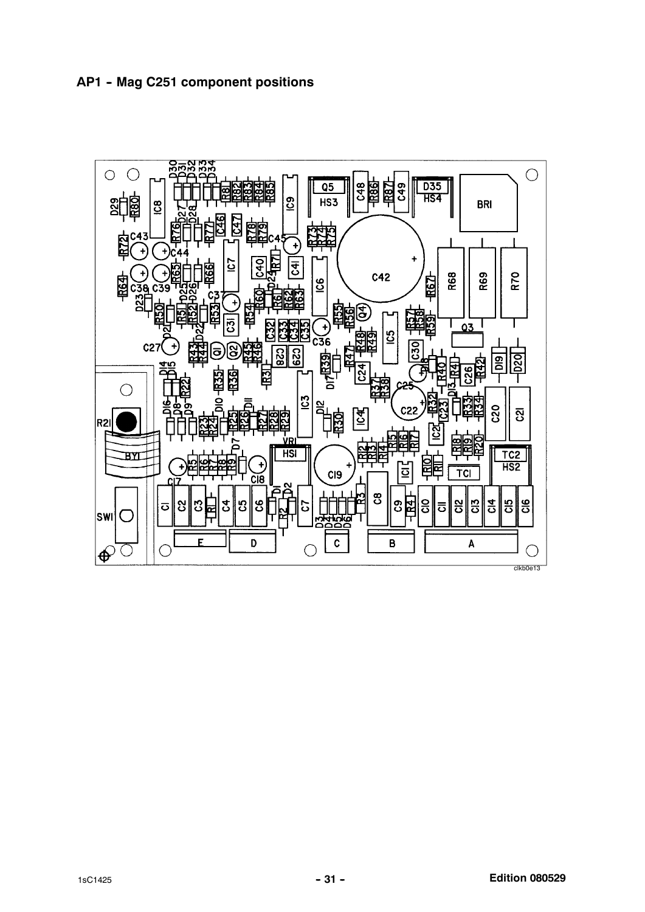## AP1 - Mag C251 component positions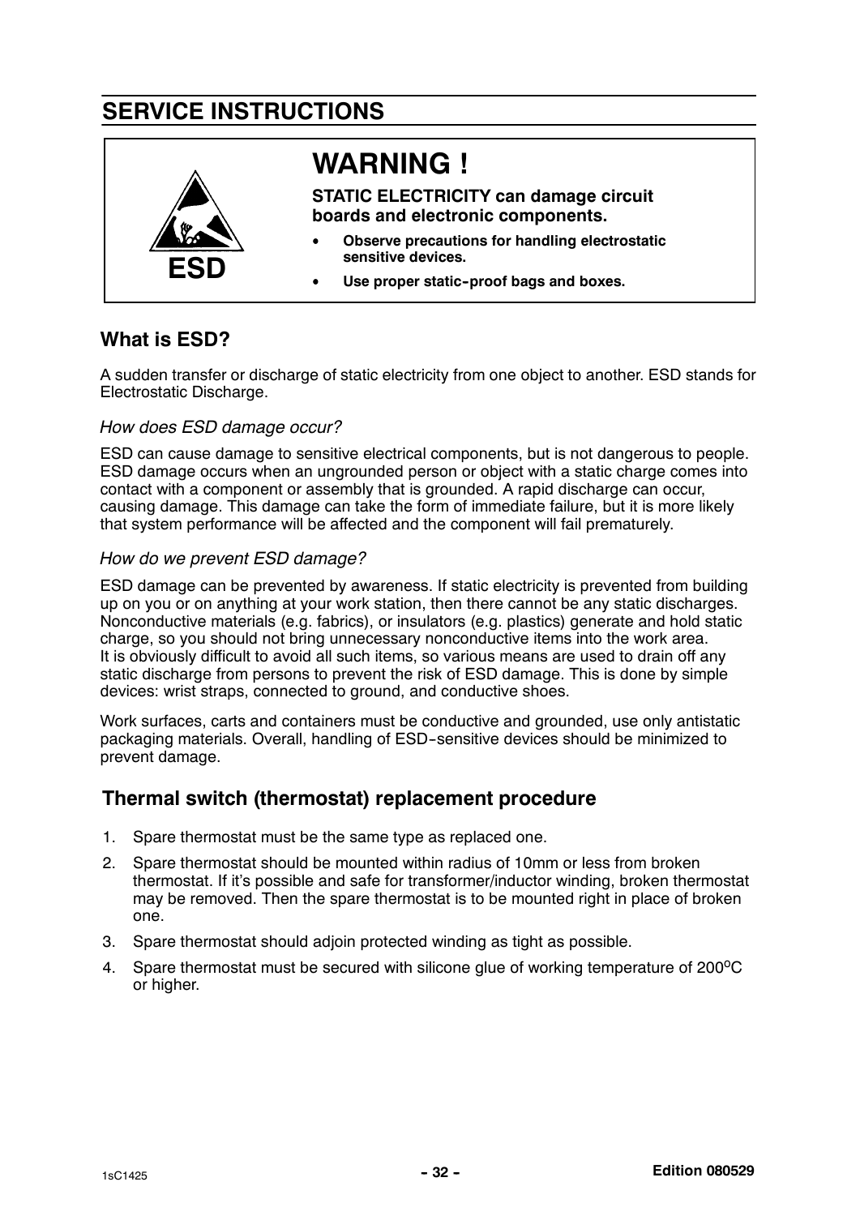# SERVICE INSTRUCTIONS

## WARNING !

ESD

**STATIC ELECTRICITY can damage circuit boards and electronic components.**

- **Observe precautions for handling electrostatic sensitive devices.**
- **Use proper static-proof bags and boxes.**

### What is ESD?

A sudden transfer or discharge of static electricity from one object to another. ESD stands for Electrostatic Discharge.

*How does ESD damage occur?*

ESD can cause damage to sensitive electrical components, but is not dangerous to people. ESD damage occurs when an ungrounded person or object with a static charge comes into contact with a component or assembly that is grounded. A rapid discharge can occur, causing damage. This damage can take the form of immediate failure, but it is more likely that system performance will be affected and the component will fail prematurely.

*How do we prevent ESD damage?*

ESD damage can be prevented by awareness. If static electricity is prevented from building up on you or on anything at your work station, then there cannot be any static discharges. Nonconductive materials (e.g. fabrics), or insulators (e.g. plastics) generate and hold static charge, so you should not bring unnecessary nonconductive items into the work area.
It is obviously difficult to avoid all such items, so various means are used to drain off any static discharge from persons to prevent the risk of ESD damage. This is done by simple devices: wrist straps, connected to ground, and conductive shoes.

Work surfaces, carts and containers must be conductive and grounded, use only antistatic packaging materials. Overall, handling of ESD-sensitive devices should be minimized to prevent damage.

### Thermal switch (thermostat) replacement procedure

1. Spare thermostat must be the same type as replaced one.
2. Spare thermostat should be mounted within radius of 10mm or less from broken thermostat. If it's possible and safe for transformer/inductor winding, broken thermostat may be removed. Then the spare thermostat is to be mounted right in place of broken one.
3. Spare thermostat should adjoin protected winding as tight as possible.
4. Spare thermostat must be secured with silicone glue of working temperature of 200$^{o}$C or higher.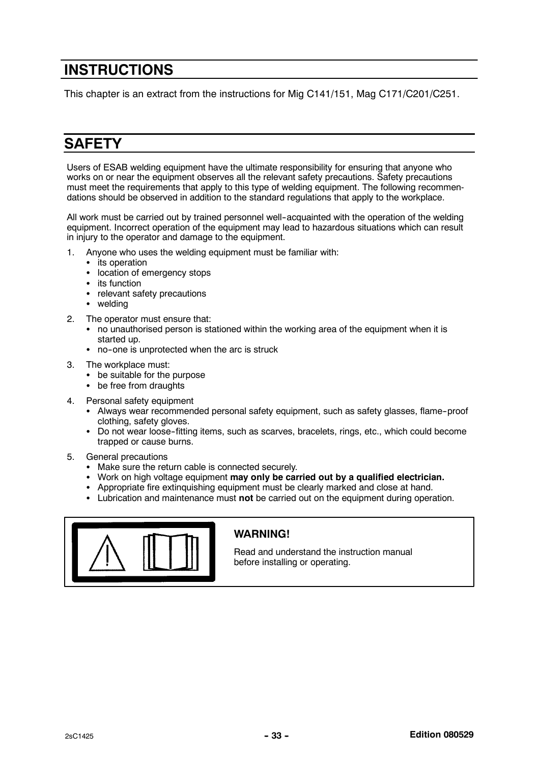# INSTRUCTIONS

This chapter is an extract from the instructions for Mig C141/151, Mag C171/C201/C251.

# SAFETY

Users of ESAB welding equipment have the ultimate responsibility for ensuring that anyone who works on or near the equipment observes all the relevant safety precautions. Safety precautions must meet the requirements that apply to this type of welding equipment. The following recommendations should be observed in addition to the standard regulations that apply to the workplace.

All work must be carried out by trained personnel well-acquainted with the operation of the welding equipment. Incorrect operation of the equipment may lead to hazardous situations which can result in injury to the operator and damage to the equipment.

1. Anyone who uses the welding equipment must be familiar with:
   - its operation
   - location of emergency stops
   - its function
   - relevant safety precautions
   - welding
2. The operator must ensure that:
   - no unauthorised person is stationed within the working area of the equipment when it is started up.
   - no-one is unprotected when the arc is struck
3. The workplace must:
   - be suitable for the purpose
   - be free from draughts
4. Personal safety equipment
   - Always wear recommended personal safety equipment, such as safety glasses, flame-proof clothing, safety gloves.
   - Do not wear loose-fitting items, such as scarves, bracelets, rings, etc., which could become trapped or cause burns.
5. General precautions
   - Make sure the return cable is connected securely.
   - Work on high voltage equipment **may only be carried out by a qualified electrician.**
   - Appropriate fire extinguishing equipment must be clearly marked and close at hand.
   - Lubrication and maintenance must **not** be carried out on the equipment during operation.

**WARNING!**

Read and understand the instruction manual before installing or operating.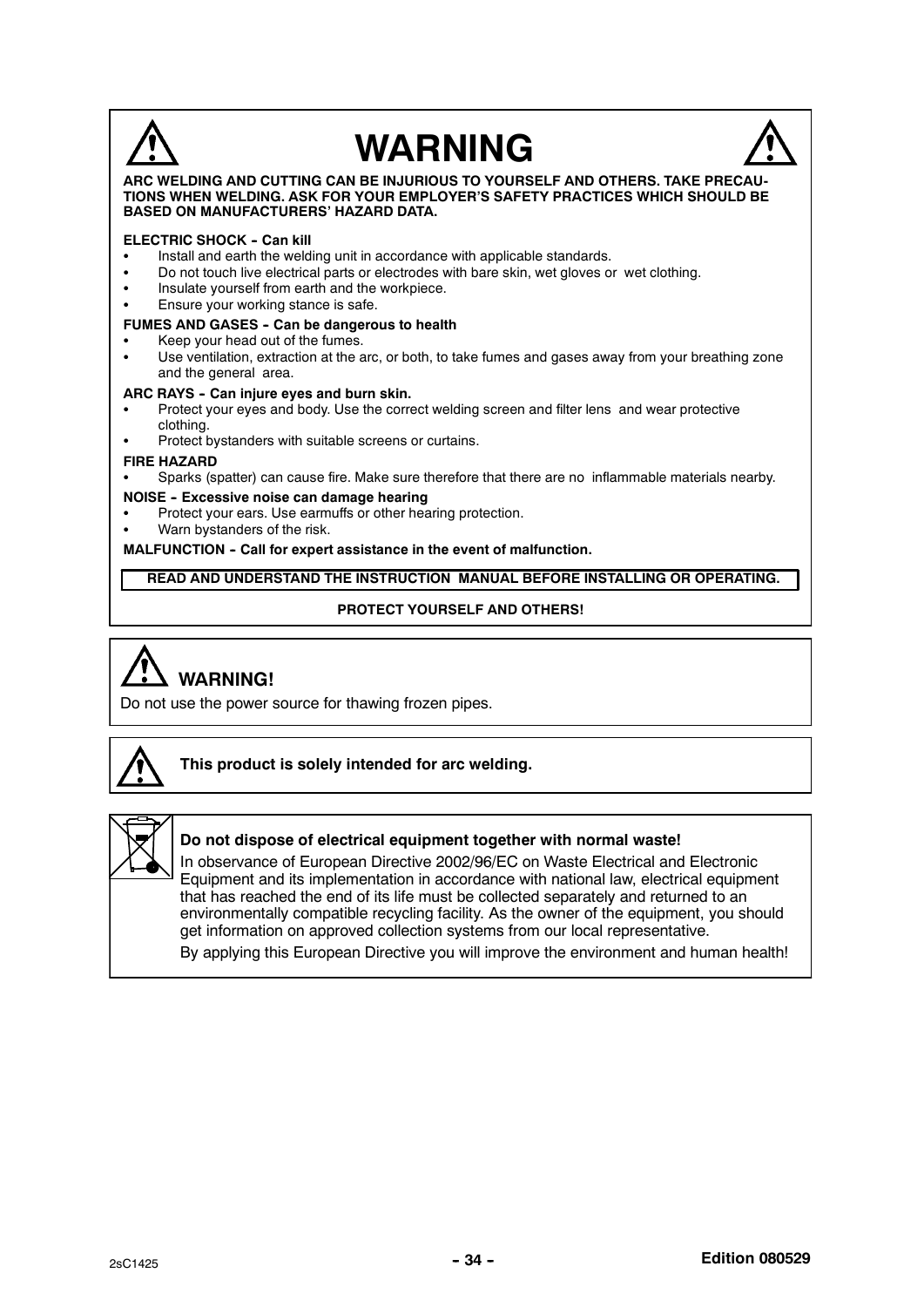# WARNING

**ARC WELDING AND CUTTING CAN BE INJURIOUS TO YOURSELF AND OTHERS. TAKE PRECAUTIONS WHEN WELDING. ASK FOR YOUR EMPLOYER'S SAFETY PRACTICES WHICH SHOULD BE BASED ON MANUFACTURERS' HAZARD DATA.**

**ELECTRIC SHOCK - Can kill**

- Install and earth the welding unit in accordance with applicable standards.
- Do not touch live electrical parts or electrodes with bare skin, wet gloves or wet clothing.
- Insulate yourself from earth and the workpiece.
- Ensure your working stance is safe.

**FUMES AND GASES - Can be dangerous to health**

- Keep your head out of the fumes.
- Use ventilation, extraction at the arc, or both, to take fumes and gases away from your breathing zone and the general area.

**ARC RAYS - Can injure eyes and burn skin.**

- Protect your eyes and body. Use the correct welding screen and filter lens and wear protective clothing.
- Protect bystanders with suitable screens or curtains.

**FIRE HAZARD**

- Sparks (spatter) can cause fire. Make sure therefore that there are no inflammable materials nearby.

**NOISE - Excessive noise can damage hearing**

- Protect your ears. Use earmuffs or other hearing protection.
- Warn bystanders of the risk.

**MALFUNCTION - Call for expert assistance in the event of malfunction.**

**READ AND UNDERSTAND THE INSTRUCTION MANUAL BEFORE INSTALLING OR OPERATING.**

**PROTECT YOURSELF AND OTHERS!**

## WARNING!

Do not use the power source for thawing frozen pipes.

**This product is solely intended for arc welding.**

**Do not dispose of electrical equipment together with normal waste!**

In observance of European Directive 2002/96/EC on Waste Electrical and Electronic Equipment and its implementation in accordance with national law, electrical equipment that has reached the end of its life must be collected separately and returned to an environmentally compatible recycling facility. As the owner of the equipment, you should get information on approved collection systems from our local representative.

By applying this European Directive you will improve the environment and human health!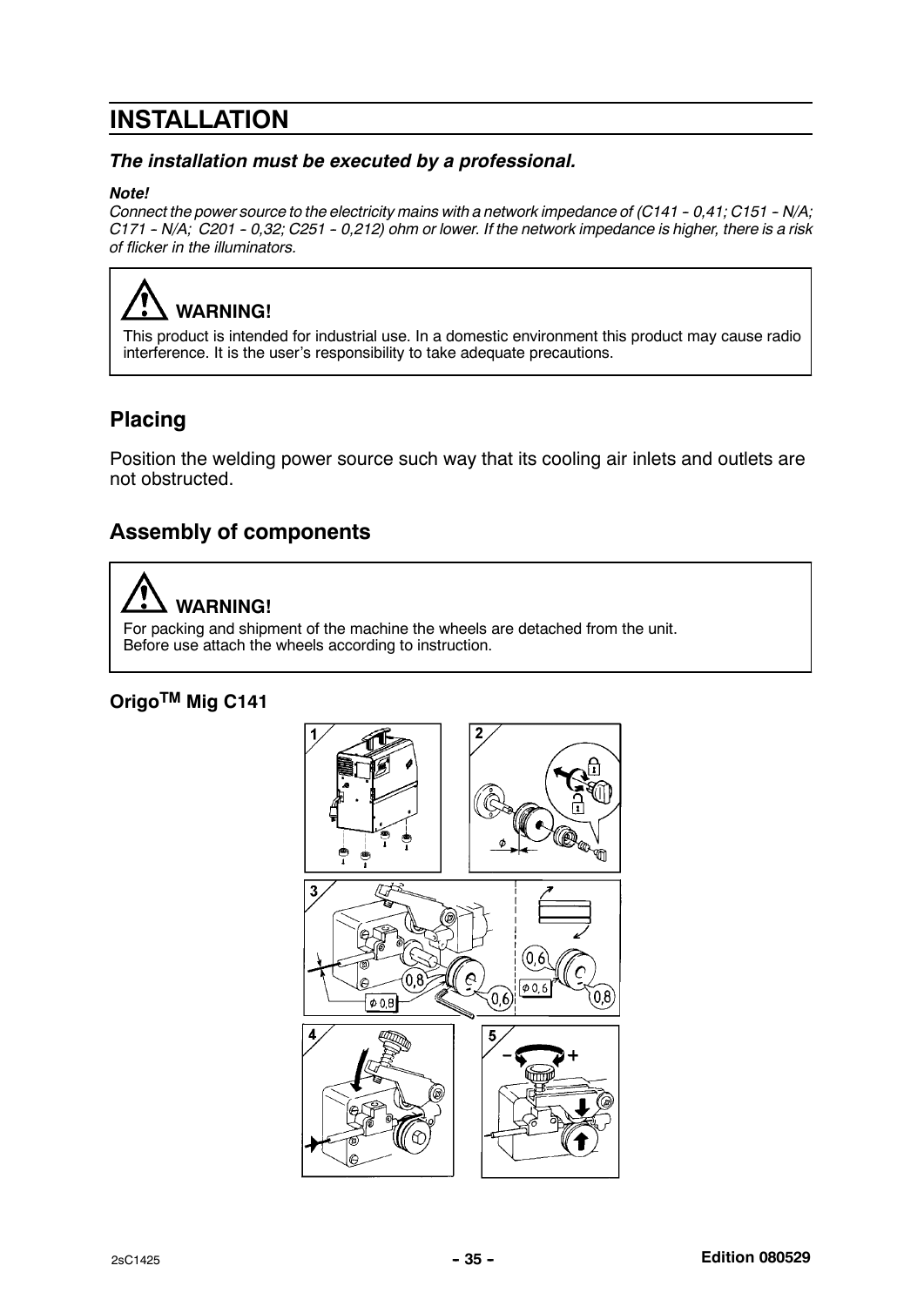# INSTALLATION

***The installation must be executed by a professional.***

***Note!***

*Connect the power source to the electricity mains with a network impedance of (C141 - 0,41; C151 - N/A; C171 - N/A; C201 - 0,32; C251 - 0,212) ohm or lower. If the network impedance is higher, there is a risk of flicker in the illuminators.*

**WARNING!**

This product is intended for industrial use. In a domestic environment this product may cause radio interference. It is the user's responsibility to take adequate precautions.

## Placing

Position the welding power source such way that its cooling air inlets and outlets are not obstructed.

## Assembly of components

**WARNING!**

For packing and shipment of the machine the wheels are detached from the unit.
Before use attach the wheels according to instruction.

### Origo™ Mig C141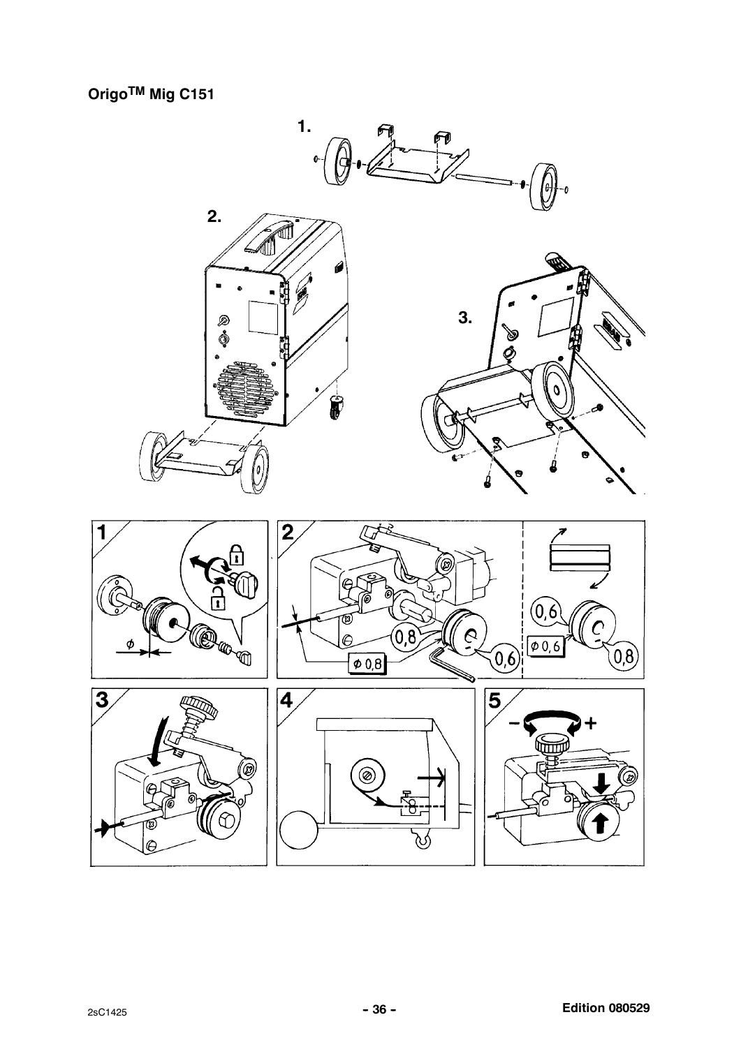## Origo™ Mig C151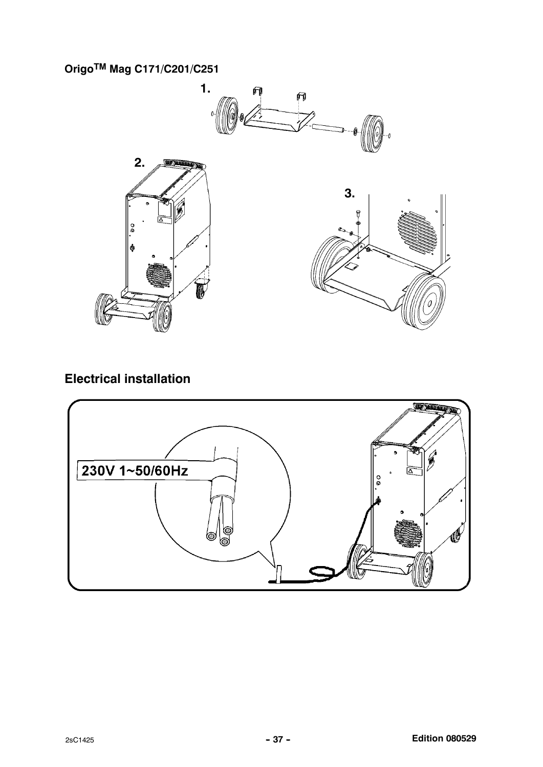**Origo™ Mag C171/C201/C251**

1.

2.

3.

## Electrical installation

230V 1~50/60Hz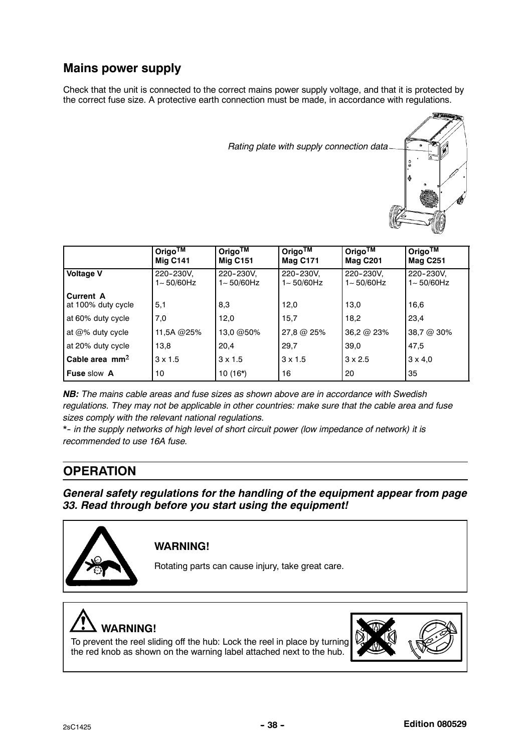## Mains power supply

Check that the unit is connected to the correct mains power supply voltage, and that it is protected by the correct fuse size. A protective earth connection must be made, in accordance with regulations.

*Rating plate with supply connection data*

| | Origo™ Mig C141 | Origo™ Mig C151 | Origo™ Mag C171 | Origo™ Mag C201 | Origo™ Mag C251 |
|---|---|---|---|---|---|
| **Voltage V** | 220–230V, 1~ 50/60Hz | 220–230V, 1~ 50/60Hz | 220–230V, 1~ 50/60Hz | 220–230V, 1~ 50/60Hz | 220–230V, 1~ 50/60Hz |
| **Current A** at 100% duty cycle | 5,1 | 8,3 | 12,0 | 13,0 | 16,6 |
| at 60% duty cycle | 7,0 | 12,0 | 15,7 | 18,2 | 23,4 |
| at @% duty cycle | 11,5A @25% | 13,0 @50% | 27,8 @ 25% | 36,2 @ 23% | 38,7 @ 30% |
| at 20% duty cycle | 13,8 | 20,4 | 29,7 | 39,0 | 47,5 |
| **Cable area mm²** | 3 x 1.5 | 3 x 1.5 | 3 x 1.5 | 3 x 2.5 | 3 x 4,0 |
| **Fuse** slow **A** | 10 | 10 (16*) | 16 | 20 | 35 |

***NB:*** *The mains cable areas and fuse sizes as shown above are in accordance with Swedish regulations. They may not be applicable in other countries: make sure that the cable area and fuse sizes comply with the relevant national regulations.*

*\*- in the supply networks of high level of short circuit power (low impedance of network) it is recommended to use 16A fuse.*

## OPERATION

***General safety regulations for the handling of the equipment appear from page 33. Read through before you start using the equipment!***

**WARNING!**

Rotating parts can cause injury, take great care.

**WARNING!**

To prevent the reel sliding off the hub: Lock the reel in place by turning the red knob as shown on the warning label attached next to the hub.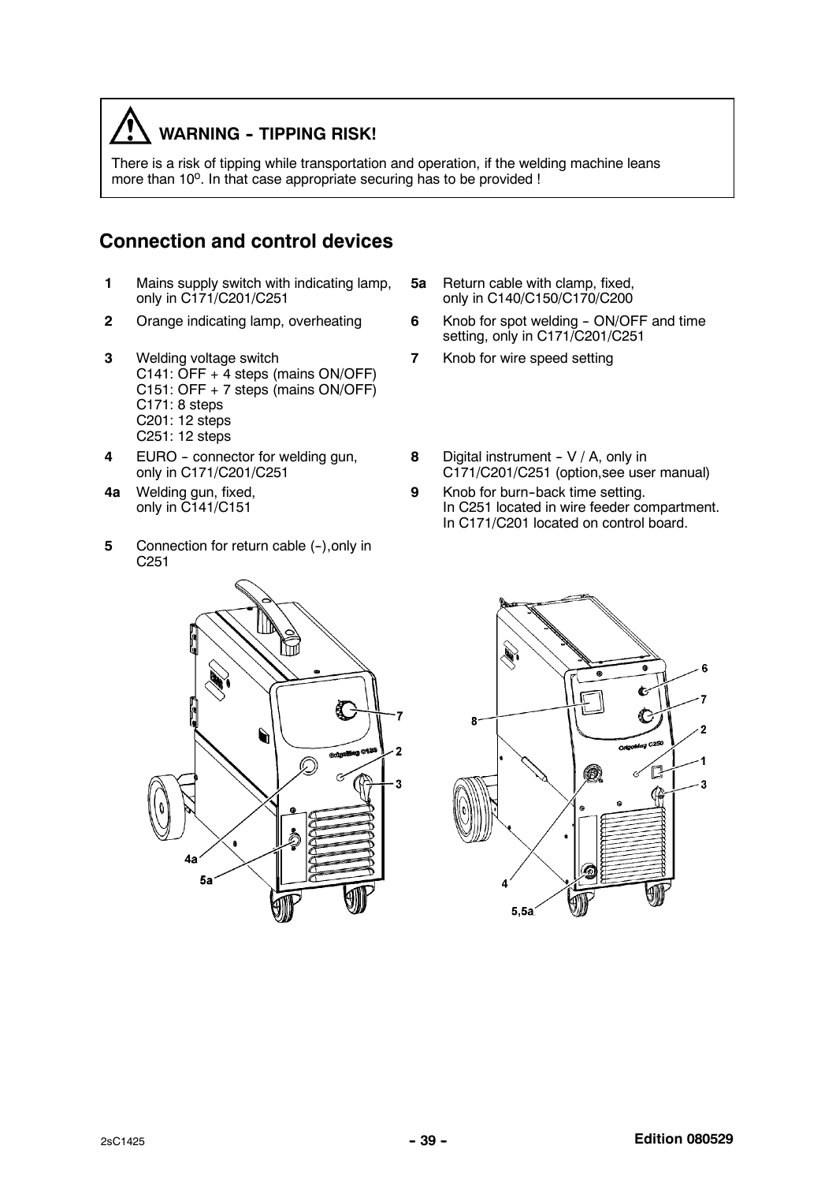## ⚠ WARNING - TIPPING RISK!

There is a risk of tipping while transportation and operation, if the welding machine leans more than 10°. In that case appropriate securing has to be provided !

## Connection and control devices

**1** Mains supply switch with indicating lamp, only in C171/C201/C251

**2** Orange indicating lamp, overheating

**3** Welding voltage switch
C141: OFF + 4 steps (mains ON/OFF)
C151: OFF + 7 steps (mains ON/OFF)
C171: 8 steps
C201: 12 steps
C251: 12 steps

**4** EURO - connector for welding gun, only in C171/C201/C251

**4a** Welding gun, fixed, only in C141/C151

**5** Connection for return cable (-),only in C251

**5a** Return cable with clamp, fixed, only in C140/C150/C170/C200

**6** Knob for spot welding - ON/OFF and time setting, only in C171/C201/C251

**7** Knob for wire speed setting

**8** Digital instrument - V / A, only in C171/C201/C251 (option,see user manual)

**9** Knob for burn-back time setting.
In C251 located in wire feeder compartment.
In C171/C201 located on control board.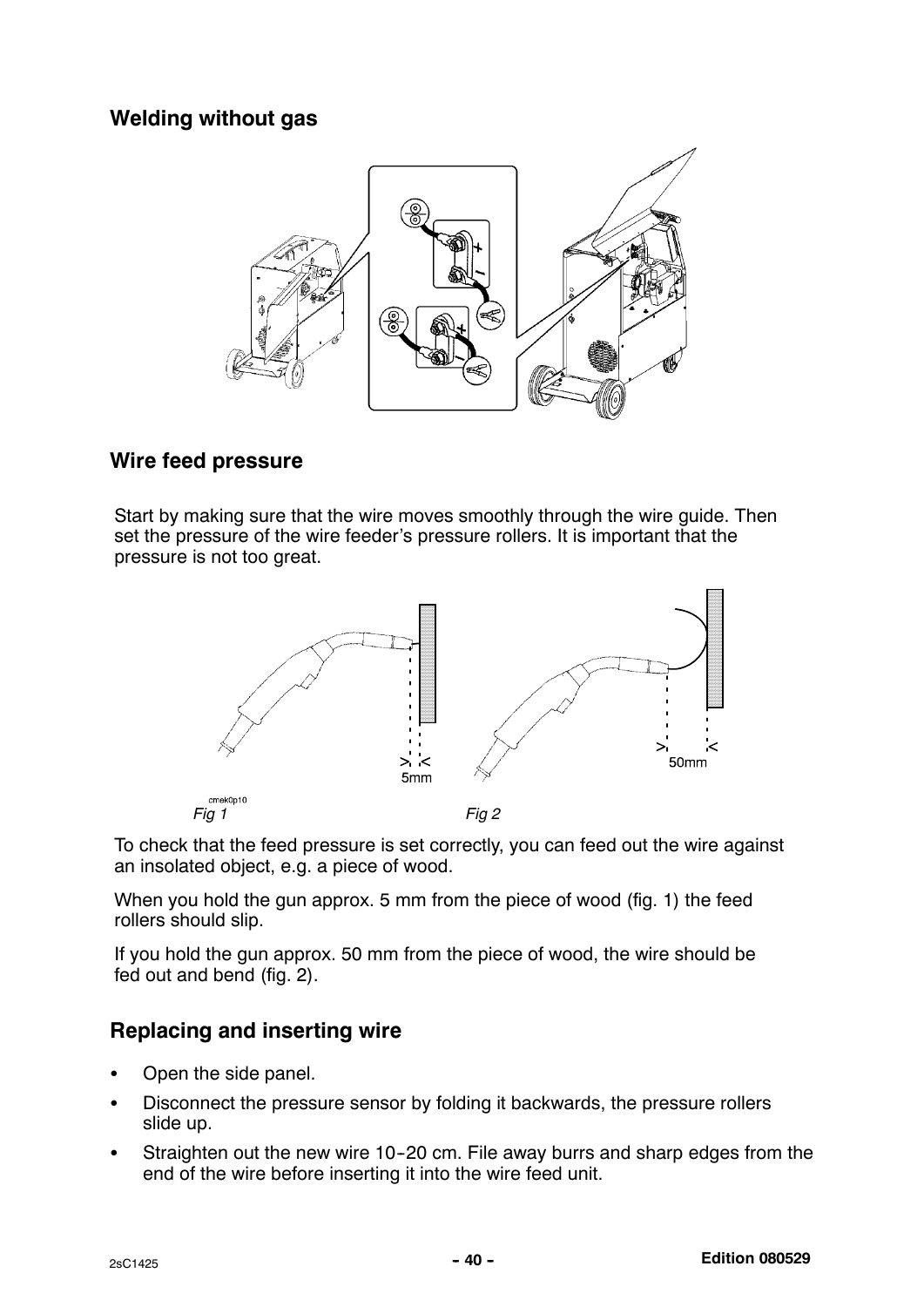## Welding without gas

## Wire feed pressure

Start by making sure that the wire moves smoothly through the wire guide. Then set the pressure of the wire feeder's pressure rollers. It is important that the pressure is not too great.

*Fig 1* *Fig 2*

To check that the feed pressure is set correctly, you can feed out the wire against an insolated object, e.g. a piece of wood.

When you hold the gun approx. 5 mm from the piece of wood (fig. 1) the feed rollers should slip.

If you hold the gun approx. 50 mm from the piece of wood, the wire should be fed out and bend (fig. 2).

## Replacing and inserting wire

- Open the side panel.
- Disconnect the pressure sensor by folding it backwards, the pressure rollers slide up.
- Straighten out the new wire 10-20 cm. File away burrs and sharp edges from the end of the wire before inserting it into the wire feed unit.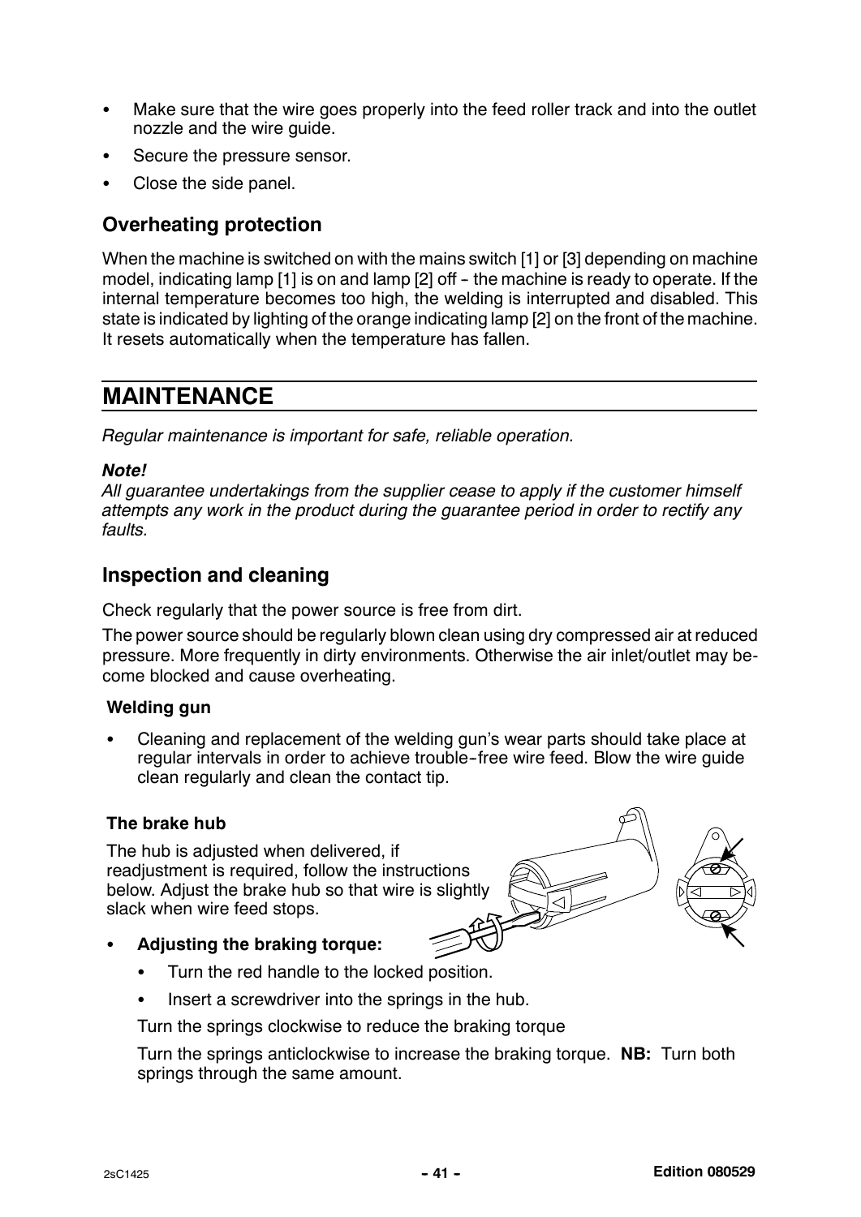- Make sure that the wire goes properly into the feed roller track and into the outlet nozzle and the wire guide.
- Secure the pressure sensor.
- Close the side panel.

### Overheating protection

When the machine is switched on with the mains switch [1] or [3] depending on machine model, indicating lamp [1] is on and lamp [2] off - the machine is ready to operate. If the internal temperature becomes too high, the welding is interrupted and disabled. This state is indicated by lighting of the orange indicating lamp [2] on the front of the machine. It resets automatically when the temperature has fallen.

## MAINTENANCE

*Regular maintenance is important for safe, reliable operation.*

***Note!***
*All guarantee undertakings from the supplier cease to apply if the customer himself attempts any work in the product during the guarantee period in order to rectify any faults.*

### Inspection and cleaning

Check regularly that the power source is free from dirt.

The power source should be regularly blown clean using dry compressed air at reduced pressure. More frequently in dirty environments. Otherwise the air inlet/outlet may become blocked and cause overheating.

#### Welding gun

- Cleaning and replacement of the welding gun's wear parts should take place at regular intervals in order to achieve trouble-free wire feed. Blow the wire guide clean regularly and clean the contact tip.

#### The brake hub

The hub is adjusted when delivered, if readjustment is required, follow the instructions below. Adjust the brake hub so that wire is slightly slack when wire feed stops.

- **Adjusting the braking torque:**
  - Turn the red handle to the locked position.
  - Insert a screwdriver into the springs in the hub.

  Turn the springs clockwise to reduce the braking torque

  Turn the springs anticlockwise to increase the braking torque. **NB:** Turn both springs through the same amount.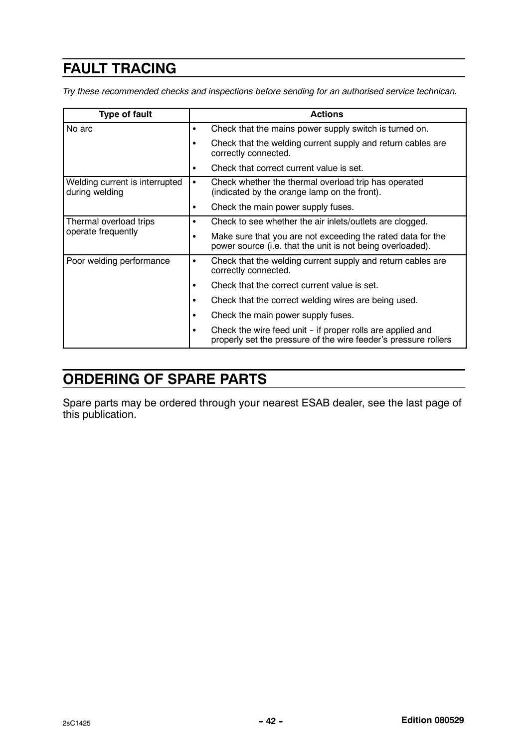# FAULT TRACING

*Try these recommended checks and inspections before sending for an authorised service technican.*

| Type of fault | Actions |
|---|---|
| No arc | • Check that the mains power supply switch is turned on.<br>• Check that the welding current supply and return cables are correctly connected.<br>• Check that correct current value is set. |
| Welding current is interrupted during welding | • Check whether the thermal overload trip has operated (indicated by the orange lamp on the front).<br>• Check the main power supply fuses. |
| Thermal overload trips operate frequently | • Check to see whether the air inlets/outlets are clogged.<br>• Make sure that you are not exceeding the rated data for the power source (i.e. that the unit is not being overloaded). |
| Poor welding performance | • Check that the welding current supply and return cables are correctly connected.<br>• Check that the correct current value is set.<br>• Check that the correct welding wires are being used.<br>• Check the main power supply fuses.<br>• Check the wire feed unit - if proper rolls are applied and properly set the pressure of the wire feeder's pressure rollers |

# ORDERING OF SPARE PARTS

Spare parts may be ordered through your nearest ESAB dealer, see the last page of this publication.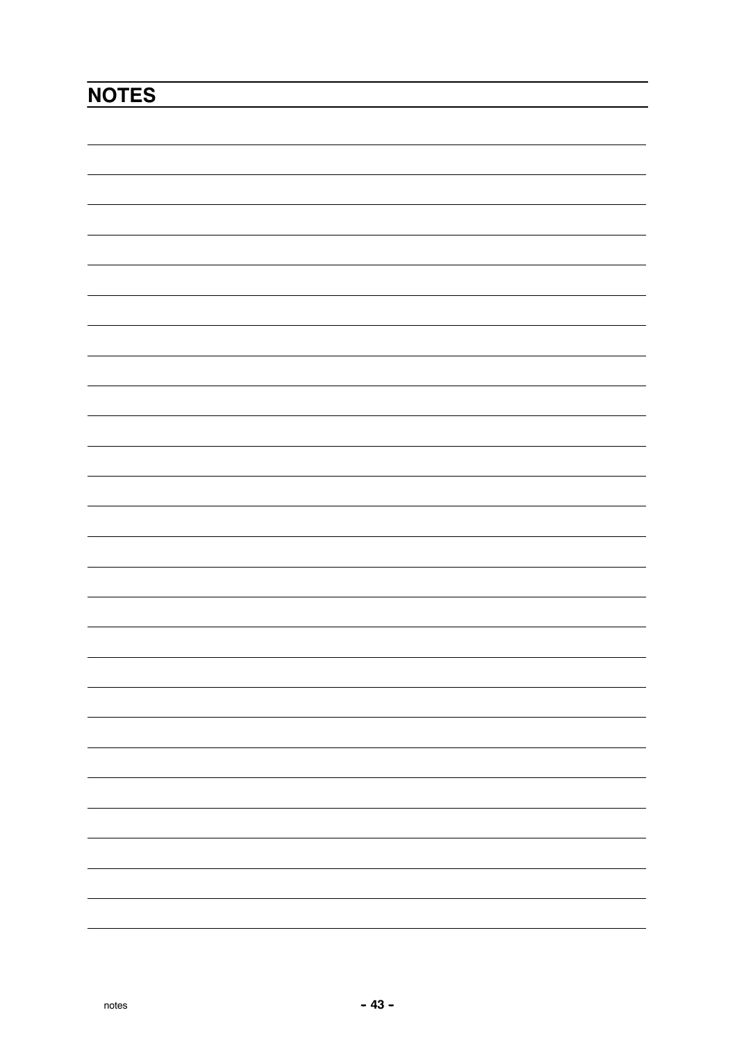# NOTES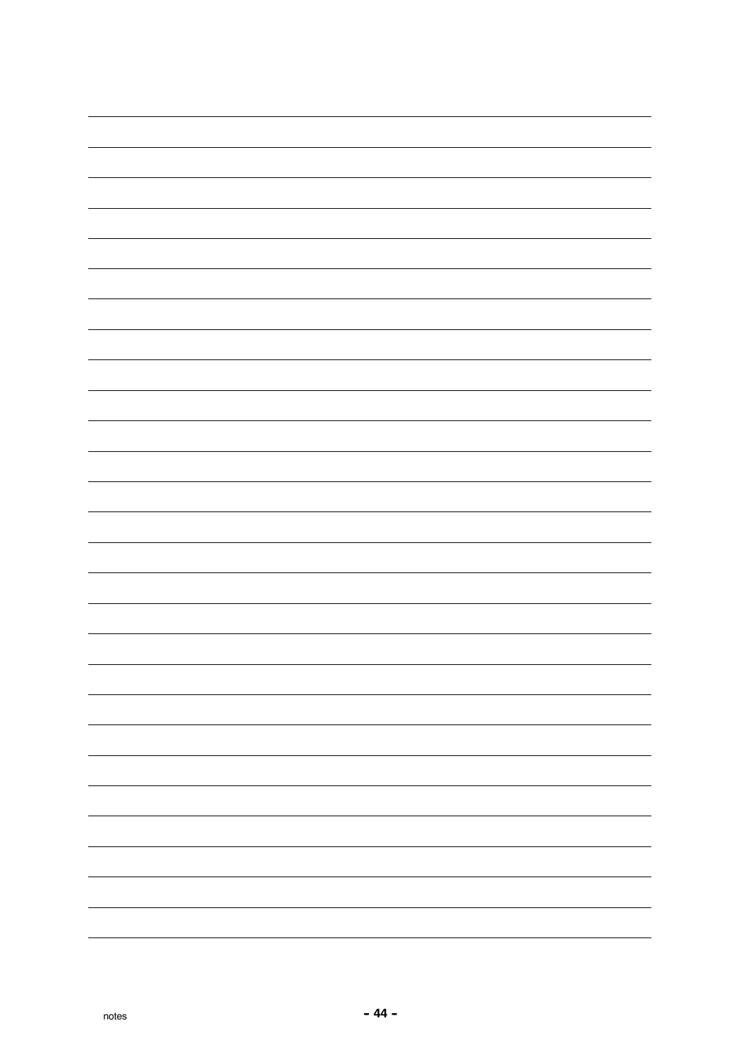notes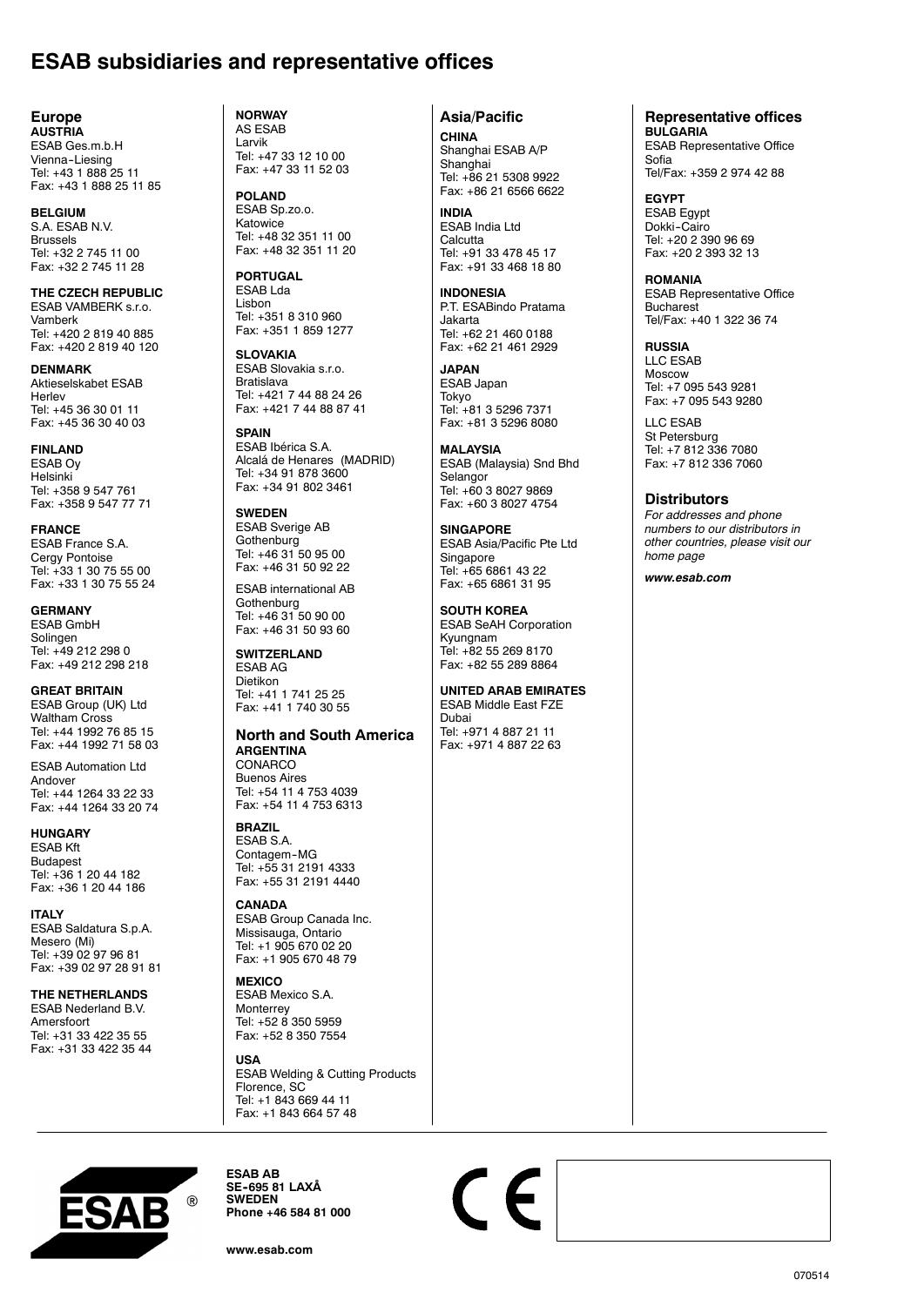# ESAB subsidiaries and representative offices

## Europe

**AUSTRIA**
ESAB Ges.m.b.H
Vienna-Liesing
Tel: +43 1 888 25 11
Fax: +43 1 888 25 11 85

**BELGIUM**
S.A. ESAB N.V.
Brussels
Tel: +32 2 745 11 00
Fax: +32 2 745 11 28

**THE CZECH REPUBLIC**
ESAB VAMBERK s.r.o.
Vamberk
Tel: +420 2 819 40 885
Fax: +420 2 819 40 120

**DENMARK**
Aktieselskabet ESAB
Herlev
Tel: +45 36 30 01 11
Fax: +45 36 30 40 03

**FINLAND**
ESAB Oy
Helsinki
Tel: +358 9 547 761
Fax: +358 9 547 77 71

**FRANCE**
ESAB France S.A.
Cergy Pontoise
Tel: +33 1 30 75 55 00
Fax: +33 1 30 75 55 24

**GERMANY**
ESAB GmbH
Solingen
Tel: +49 212 298 0
Fax: +49 212 298 218

**GREAT BRITAIN**
ESAB Group (UK) Ltd
Waltham Cross
Tel: +44 1992 76 85 15
Fax: +44 1992 71 58 03

ESAB Automation Ltd
Andover
Tel: +44 1264 33 22 33
Fax: +44 1264 33 20 74

**HUNGARY**
ESAB Kft
Budapest
Tel: +36 1 20 44 182
Fax: +36 1 20 44 186

**ITALY**
ESAB Saldatura S.p.A.
Mesero (Mi)
Tel: +39 02 97 96 81
Fax: +39 02 97 28 91 81

**THE NETHERLANDS**
ESAB Nederland B.V.
Amersfoort
Tel: +31 33 422 35 55
Fax: +31 33 422 35 44

**NORWAY**
AS ESAB
Larvik
Tel: +47 33 12 10 00
Fax: +47 33 11 52 03

**POLAND**
ESAB Sp.zo.o.
Katowice
Tel: +48 32 351 11 00
Fax: +48 32 351 11 20

**PORTUGAL**
ESAB Lda
Lisbon
Tel: +351 8 310 960
Fax: +351 1 859 1277

**SLOVAKIA**
ESAB Slovakia s.r.o.
Bratislava
Tel: +421 7 44 88 24 26
Fax: +421 7 44 88 87 41

**SPAIN**
ESAB Ibérica S.A.
Alcalá de Henares (MADRID)
Tel: +34 91 878 3600
Fax: +34 91 802 3461

**SWEDEN**
ESAB Sverige AB
Gothenburg
Tel: +46 31 50 95 00
Fax: +46 31 50 92 22

ESAB international AB
Gothenburg
Tel: +46 31 50 90 00
Fax: +46 31 50 93 60

**SWITZERLAND**
ESAB AG
Dietikon
Tel: +41 1 741 25 25
Fax: +41 1 740 30 55

## North and South America

**ARGENTINA**
CONARCO
Buenos Aires
Tel: +54 11 4 753 4039
Fax: +54 11 4 753 6313

**BRAZIL**
ESAB S.A.
Contagem-MG
Tel: +55 31 2191 4333
Fax: +55 31 2191 4440

**CANADA**
ESAB Group Canada Inc.
Missisauga, Ontario
Tel: +1 905 670 02 20
Fax: +1 905 670 48 79

**MEXICO**
ESAB Mexico S.A.
Monterrey
Tel: +52 8 350 5959
Fax: +52 8 350 7554

**USA**
ESAB Welding & Cutting Products
Florence, SC
Tel: +1 843 669 44 11
Fax: +1 843 664 57 48

## Asia/Pacific

**CHINA**
Shanghai ESAB A/P
Shanghai
Tel: +86 21 5308 9922
Fax: +86 21 6566 6622

**INDIA**
ESAB India Ltd
Calcutta
Tel: +91 33 478 45 17
Fax: +91 33 468 18 80

**INDONESIA**
P.T. ESABindo Pratama
Jakarta
Tel: +62 21 460 0188
Fax: +62 21 461 2929

**JAPAN**
ESAB Japan
Tokyo
Tel: +81 3 5296 7371
Fax: +81 3 5296 8080

**MALAYSIA**
ESAB (Malaysia) Snd Bhd
Selangor
Tel: +60 3 8027 9869
Fax: +60 3 8027 4754

**SINGAPORE**
ESAB Asia/Pacific Pte Ltd
Singapore
Tel: +65 6861 43 22
Fax: +65 6861 31 95

**SOUTH KOREA**
ESAB SeAH Corporation
Kyungnam
Tel: +82 55 269 8170
Fax: +82 55 289 8864

**UNITED ARAB EMIRATES**
ESAB Middle East FZE
Dubai
Tel: +971 4 887 21 11
Fax: +971 4 887 22 63

## Representative offices

**BULGARIA**
ESAB Representative Office
Sofia
Tel/Fax: +359 2 974 42 88

**EGYPT**
ESAB Egypt
Dokki-Cairo
Tel: +20 2 390 96 69
Fax: +20 2 393 32 13

**ROMANIA**
ESAB Representative Office
Bucharest
Tel/Fax: +40 1 322 36 74

**RUSSIA**
LLC ESAB
Moscow
Tel: +7 095 543 9281
Fax: +7 095 543 9280

LLC ESAB
St Petersburg
Tel: +7 812 336 7080
Fax: +7 812 336 7060

## Distributors

*For addresses and phone numbers to our distributors in other countries, please visit our home page*

***www.esab.com***

**ESAB AB**
**SE-695 81 LAXÅ**
**SWEDEN**
**Phone +46 584 81 000**

**www.esab.com**

070514